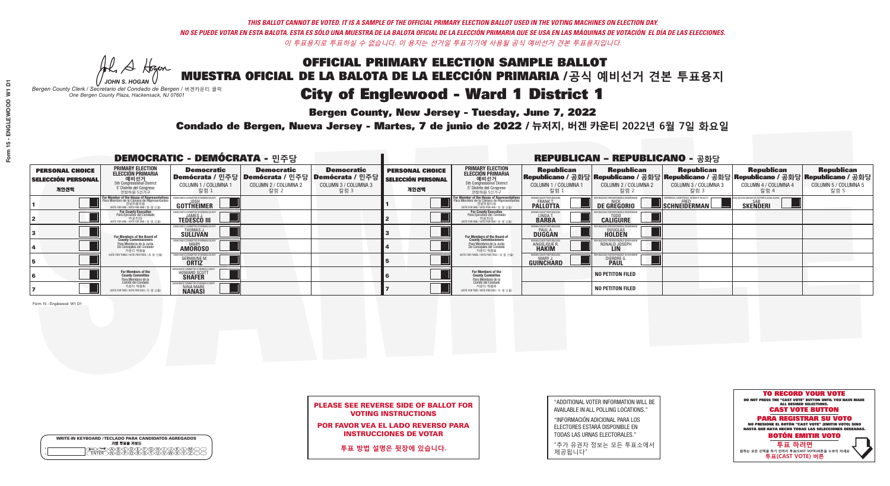*THIS BALLOT CANNOT BE VOTED. IT IS A SAMPLE OF THE OFFICIAL PRIMARY ELECTION BALLOT USED IN THE VOTING MACHINES ON ELECTION DAY.*
*NO SE PUEDE VOTAR EN ESTA BALOTA. ESTA ES SÓLO UNA MUESTRA DE LA BALOTA OFICIAL DE LA ELECCIÓN PRIMARIA QUE SE USA EN LAS MÁQUINAS DE VOTACIÓN EL DÍA DE LAS ELECCIONES.*
*이 투표용지로 투표하실 수 없습니다. 이 용지는 선거일 투표기기에 사용될 공식 예비선거 견본 투표용지입니다.*

JOHN S. HOGAN
*Bergen County Clerk / Secretario del Condado de Bergen / 버겐카운티 클럭*
*One Bergen County Plaza, Hackensack, NJ 07601*

# OFFICIAL PRIMARY ELECTION SAMPLE BALLOT
# MUESTRA OFICIAL DE LA BALOTA DE LA ELECCIÓN PRIMARIA /공식 예비선거 견본 투표용지
# City of Englewood - Ward 1 District 1

## Bergen County, New Jersey - Tuesday, June 7, 2022
## Condado de Bergen, Nueva Jersey - Martes, 7 de junio de 2022 / 뉴저지, 버겐 카운티 2022년 6월 7일 화요일

### DEMOCRATIC - DEMÓCRATA - 민주당

| PERSONAL CHOICE / SELECCIÓN PERSONAL / 개인선택 | PRIMARY ELECTION / ELECCIÓN PRIMARIA / 예비선거 | Democratic / Demócrata / 민주당 COLUMN 1 / COLUMNA 1 / 칼럼 1 | Democratic / Demócrata / 민주당 COLUMN 2 / COLUMNA 2 / 칼럼 2 | Democratic / Demócrata / 민주당 COLUMN 3 / COLUMNA 3 / 칼럼 3 |
|---|---|---|---|---|
| 1 | For Member of the House of Representatives / Para Miembro de la Cámara de Representantes / 연방하원의원 (VOTE FOR ONE / VOTE POR UNO / 한 명 선출) | JOSH GOTTHEIMER | | |
| 2 | For County Executive / Para Ejecutivo del Condado / 카운티장 (VOTE FOR ONE / VOTE POR UNO / 한 명 선출) | JAMES J. TEDESCO III | | |
| 3 | For Members of the Board of County Commissioners / Para Miembros de la Junta De Concejales del Condado / 카운티 위원들 (VOTE FOR THREE / VOTE POR TRES / 세 명 선출) | THOMAS J. SULLIVAN | | |
| 4 | | MARY AMOROSO | | |
| 5 | | GERMAINE M. ORTIZ | | |
| 6 | For Members of the County Committee / Para Miembros de la Comité del Condado / 카운티 위원회 (VOTE FOR TWO / VOTE POR DOS / 두 명 선출) | HOWARD SCOTT SHAFER | | |
| 7 | | NINA MARIE NANASI | | |

### REPUBLICAN - REPUBLICANO - 공화당

| PERSONAL CHOICE / SELECCIÓN PERSONAL / 개인선택 | PRIMARY ELECTION / ELECCIÓN PRIMARIA / 예비선거 | Republican / Republicano / 공화당 COLUMN 1 / COLUMNA 1 / 칼럼 1 | Republican / Republicano / 공화당 COLUMN 2 / COLUMNA 2 / 칼럼 2 | Republican / Republicano / 공화당 COLUMN 3 / COLUMNA 3 / 칼럼 3 | Republican / Republicano / 공화당 COLUMN 4 / COLUMNA 4 / 칼럼 4 | Republican / Republicano / 공화당 COLUMN 5 / COLUMNA 5 / 칼럼 5 |
|---|---|---|---|---|---|---|
| 1 | For Member of the House of Representatives / Para Miembro de la Cámara de Representantes / 연방하원의원 (VOTE FOR ONE / VOTE POR UNO / 한 명 선출) | FRANK T. PALLOTTA | NICK DE GREGORIO | FRED SCHNEIDERMAN | SAB SKENDERI | |
| 2 | For County Executive / Para Ejecutivo del Condado / 카운티장 (VOTE FOR ONE / VOTE POR UNO / 한 명 선출) | LINDA T. BARBA | TODD CALIGUIRE | | | |
| 3 | For Members of the Board of County Commissioners / Para Miembros de la Junta De Concejales del Condado / 카운티 위원들 (VOTE FOR THREE / VOTE POR TRES / 세 명 선출) | PAUL A. DUGGAN | DOUGLAS HOLDEN | | | |
| 4 | | ANGELIQUE R. HAKIM | RONALD JOSEPH LIN | | | |
| 5 | | MARY J. GUINCHARD | DIERDRE G. PAUL | | | |
| 6 | For Members of the County Committee / Para Miembros de la Comité del Condado / 카운티 위원회 (VOTE FOR TWO / VOTE POR DOS / 두 명 선출) | | NO PETITON FILED | | | |
| 7 | | | NO PETITON FILED | | | |

**PLEASE SEE REVERSE SIDE OF BALLOT FOR VOTING INSTRUCTIONS**

**POR FAVOR VEA EL LADO REVERSO PARA INSTRUCCIONES DE VOTAR**

**투표 방법 설명은 뒷장에 있습니다.**

"ADDITIONAL VOTER INFORMATION WILL BE AVAILABLE IN ALL POLLING LOCATIONS."

"INFORMACIÓN ADICIONAL PARA LOS ELECTORES ESTARÁ DISPONIBLE EN TODAS LAS URNAS ELECTORALES."

"추가 유권자 정보는 모든 투표소에서 제공됩니다"

**TO RECORD YOUR VOTE**
DO NOT PRESS THE "CAST VOTE" BUTTON UNTIL YOU HAVE MADE ALL DESIRED SELECTIONS.
**CAST VOTE BUTTON**

**PARA REGISTRAR SU VOTO**
NO PRESIONE EL BOTÓN "CAST VOTE" (EMITIR VOTO) SINO HASTA QUE HAYA HECHO TODAS LAS SELECCIONES DESEADAS.
**BOTÓN EMITIR VOTO**

**투표 하려면**
원하는 모든 선택을 하기 전까지 투표(CAST VOTE)버튼을 누르지 마세요
**투표(CAST VOTE) 버튼**

WRITE-IN KEYBOARD /TECLADO PARA CANDIDATOS AGREGADOS
기명 투표용 키보드

Form 15 - Englewood W1 D1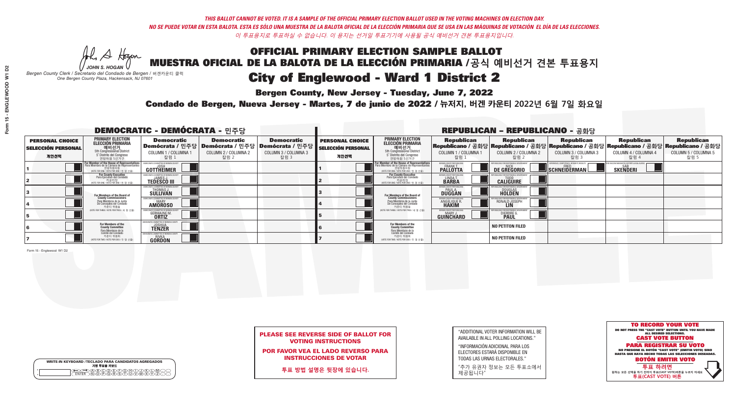*THIS BALLOT CANNOT BE VOTED. IT IS A SAMPLE OF THE OFFICIAL PRIMARY ELECTION BALLOT USED IN THE VOTING MACHINES ON ELECTION DAY.*
*NO SE PUEDE VOTAR EN ESTA BALOTA. ESTA ES SÓLO UNA MUESTRA DE LA BALOTA OFICIAL DE LA ELECCIÓN PRIMARIA QUE SE USA EN LAS MÁQUINAS DE VOTACIÓN EL DÍA DE LAS ELECCIONES.*
*이 투표용지로 투표하실 수 없습니다. 이 용지는 선거일 투표기기에 사용될 공식 예비선거 견본 투표용지입니다.*

JOHN S. HOGAN
*Bergen County Clerk / Secretario del Condado de Bergen / 버겐카운티 클럭*
*One Bergen County Plaza, Hackensack, NJ 07601*

# OFFICIAL PRIMARY ELECTION SAMPLE BALLOT
# MUESTRA OFICIAL DE LA BALOTA DE LA ELECCIÓN PRIMARIA /공식 예비선거 견본 투표용지
# City of Englewood - Ward 1 District 2

**Bergen County, New Jersey - Tuesday, June 7, 2022**
**Condado de Bergen, Nueva Jersey - Martes, 7 de junio de 2022 / 뉴저지, 버겐 카운티 2022년 6월 7일 화요일**

## DEMOCRATIC - DEMÓCRATA - 민주당

| PERSONAL CHOICE / SELECCIÓN PERSONAL / 개인선택 | PRIMARY ELECTION / ELECCIÓN PRIMARIA / 예비선거 | Democratic / Demócrata / 민주당 COLUMN 1 / COLUMNA 1 / 칼럼 1 | Democratic / Demócrata / 민주당 COLUMN 2 / COLUMNA 2 / 칼럼 2 | Democratic / Demócrata / 민주당 COLUMN 3 / COLUMNA 3 / 칼럼 3 |
|---|---|---|---|---|
| 1 | For Member of the House of Representatives (5th Congressional District) (Vote for One) | JOSH GOTTHEIMER | | |
| 2 | For County Executive (Vote for One) | JAMES J. TEDESCO III | | |
| 3 | For Members of the Board of County Commissioners (Vote for Three) | THOMAS J. SULLIVAN | | |
| 4 | | MARY AMOROSO | | |
| 5 | | GERMAINE M. ORTIZ | | |
| 6 | For Members of the County Committee (Vote for Two) | JOSHUA TENZER | | |
| 7 | | RIVKA GORDON | | |

## REPUBLICAN - REPUBLICANO - 공화당

| PERSONAL CHOICE / SELECCIÓN PERSONAL / 개인선택 | PRIMARY ELECTION / ELECCIÓN PRIMARIA / 예비선거 | Republican COLUMN 1 / 칼럼 1 | Republican COLUMN 2 / 칼럼 2 | Republican COLUMN 3 / 칼럼 3 | Republican COLUMN 4 / 칼럼 4 | Republican COLUMN 5 / 칼럼 5 |
|---|---|---|---|---|---|---|
| 1 | For Member of the House of Representatives (5th Congressional District) (Vote for One) | FRANK T. PALLOTTA | NICK DE GREGORIO | FRED SCHNEIDERMAN | SAB SKENDERI | |
| 2 | For County Executive (Vote for One) | LINDA T. BARBA | TODD CALIGUIRE | | | |
| 3 | For Members of the Board of County Commissioners (Vote for Three) | PAUL A. DUGGAN | DOUGLAS HOLDEN | | | |
| 4 | | ANGELIQUE R. HAKIM | RONALD JOSEPH LIN | | | |
| 5 | | MARY J. GUINCHARD | DIERDRE G. PAUL | | | |
| 6 | For Members of the County Committee (Vote for Two) | | NO PETITION FILED | | | |
| 7 | | | NO PETITION FILED | | | |

Form 15 - Englewood W1 D2

**PLEASE SEE REVERSE SIDE OF BALLOT FOR VOTING INSTRUCTIONS**
**POR FAVOR VEA EL LADO REVERSO PARA INSTRUCCIONES DE VOTAR**
**투표 방법 설명은 뒷장에 있습니다.**

"ADDITIONAL VOTER INFORMATION WILL BE AVAILABLE IN ALL POLLING LOCATIONS."
"INFORMACIÓN ADICIONAL PARA LOS ELECTORES ESTARÁ DISPONIBLE EN TODAS LAS URNAS ELECTORALES."
"추가 유권자 정보는 모든 투표소에서 제공됩니다"

**TO RECORD YOUR VOTE** — DO NOT PRESS THE "CAST VOTE" BUTTON UNTIL YOU HAVE MADE ALL DESIRED SELECTIONS. **CAST VOTE BUTTON**
**PARA REGISTRAR SU VOTO** — NO PRESIONE EL BOTÓN "CAST VOTE" (EMITIR VOTO) SINO HASTA QUE HAYA HECHO TODAS LAS SELECCIONES DESEADAS. **BOTÓN EMITIR VOTO**
**투표 하려면** — 원하는 모든 선택을 하기 전까지 투표(CAST VOTE)버튼을 누르지 마세요 **투표(CAST VOTE) 버튼**

WRITE-IN KEYBOARD /TECLADO PARA CANDIDATOS AGREGADOS / 기명 투표용 키보드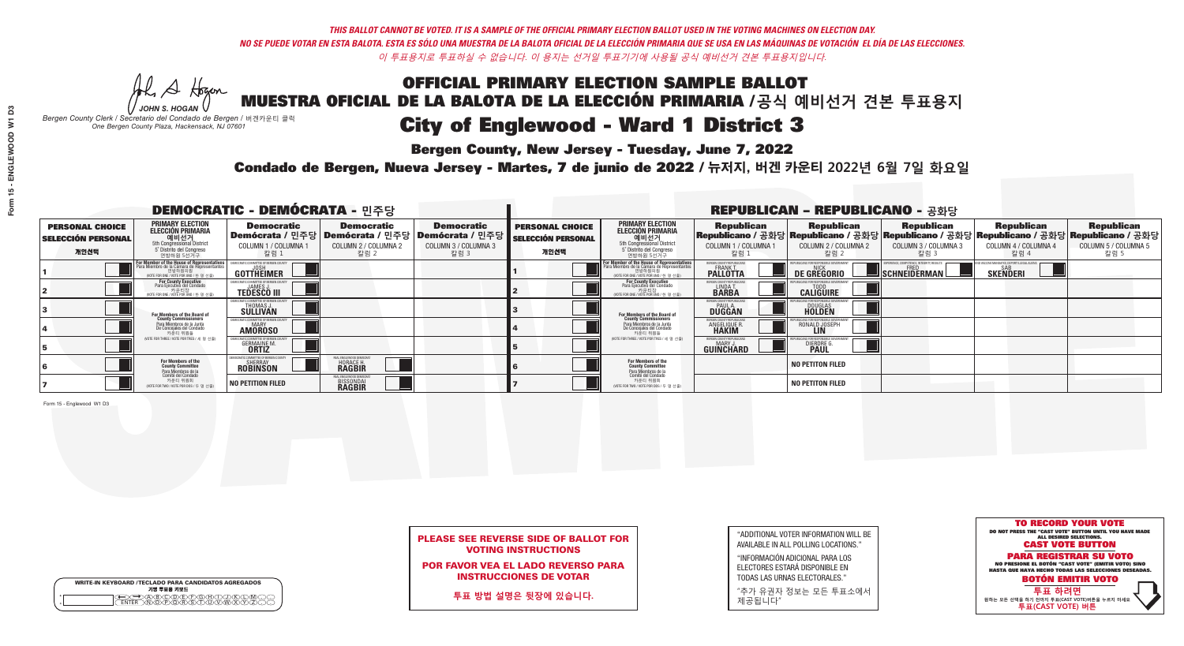*THIS BALLOT CANNOT BE VOTED. IT IS A SAMPLE OF THE OFFICIAL PRIMARY ELECTION BALLOT USED IN THE VOTING MACHINES ON ELECTION DAY.*

*NO SE PUEDE VOTAR EN ESTA BALOTA. ESTA ES SÓLO UNA MUESTRA DE LA BALOTA OFICIAL DE LA ELECCIÓN PRIMARIA QUE SE USA EN LAS MÁQUINAS DE VOTACIÓN EL DÍA DE LAS ELECCIONES.*

*이 투표용지로 투표하실 수 없습니다. 이 용지는 선거일 투표기기에 사용될 공식 예비선거 견본 투표용지입니다.*

JOHN S. HOGAN

*Bergen County Clerk / Secretario del Condado de Bergen / 버겐카운티 클럭*
*One Bergen County Plaza, Hackensack, NJ 07601*

# OFFICIAL PRIMARY ELECTION SAMPLE BALLOT
# MUESTRA OFICIAL DE LA BALOTA DE LA ELECCIÓN PRIMARIA /공식 예비선거 견본 투표용지

## City of Englewood - Ward 1 District 3

**Bergen County, New Jersey - Tuesday, June 7, 2022**

**Condado de Bergen, Nueva Jersey - Martes, 7 de junio de 2022 / 뉴저지, 버겐 카운티 2022년 6월 7일 화요일**

### DEMOCRATIC - DEMÓCRATA - 민주당

| PERSONAL CHOICE / SELECCIÓN PERSONAL / 개인선택 | PRIMARY ELECTION / ELECCIÓN PRIMARIA / 예비선거 / 5th Congressional District / 5° Distrito del Congreso / 연방하원 5선거구 | Democratic / Demócrata / 민주당 COLUMN 1 / COLUMNA 1 / 칼럼 1 | Democratic / Demócrata / 민주당 COLUMN 2 / COLUMNA 2 / 칼럼 2 | Democratic / Demócrata / 민주당 COLUMN 3 / COLUMNA 3 / 칼럼 3 |
|---|---|---|---|---|
| 1 | For Member of the House of Representatives / Para Miembro de la Cámara de Representantes / 연방하원의원 (VOTE FOR ONE / VOTE POR UNO / 한 명 선출) | JOSH GOTTHEIMER | | |
| 2 | For County Executive / Para Ejecutivo del Condado / 카운티장 (VOTE FOR ONE / VOTE POR UNO / 한 명 선출) | JAMES J. TEDESCO III | | |
| 3 | For Members of the Board of County Commissioners / Para Miembros de la Junta De Concejales del Condado / 카운티 위원들 (VOTE FOR THREE / VOTE POR TRES / 세 명 선출) | THOMAS J. SULLIVAN | | |
| 4 | | MARY AMOROSO | | |
| 5 | | GERMAINE M. ORTIZ | | |
| 6 | For Members of the County Committee / Para Miembros de la Comité del Condado / 카운티 위원회 (VOTE FOR TWO / VOTE POR DOS / 두 명 선출) | SHERRAY ROBINSON | HORACE H. RAGBIR | |
| 7 | | NO PETITION FILED | BISSONDAI RAGBIR | |

### REPUBLICAN - REPUBLICANO - 공화당

| PERSONAL CHOICE / SELECCIÓN PERSONAL / 개인선택 | PRIMARY ELECTION / ELECCIÓN PRIMARIA / 예비선거 / 5th Congressional District / 5° Distrito del Congreso / 연방하원 5선거구 | Republican / Republicano / 공화당 COLUMN 1 / COLUMNA 1 / 칼럼 1 | Republican / Republicano / 공화당 COLUMN 2 / COLUMNA 2 / 칼럼 2 | Republican / Republicano / 공화당 COLUMN 3 / COLUMNA 3 / 칼럼 3 | Republican / Republicano / 공화당 COLUMN 4 / COLUMNA 4 / 칼럼 4 | Republican / Republicano / 공화당 COLUMN 5 / COLUMNA 5 / 칼럼 5 |
|---|---|---|---|---|---|---|
| 1 | For Member of the House of Representatives / Para Miembro de la Cámara de Representantes / 연방하원의원 (VOTE FOR ONE / VOTE POR UNO / 한 명 선출) | FRANK T. PALLOTTA | NICK DE GREGORIO | FRED SCHNEIDERMAN | SAB SKENDERI | |
| 2 | For County Executive / Para Ejecutivo del Condado / 카운티장 (VOTE FOR ONE / VOTE POR UNO / 한 명 선출) | LINDA T. BARBA | TODD CALIGUIRE | | | |
| 3 | For Members of the Board of County Commissioners / Para Miembros de la Junta De Concejales del Condado / 카운티 위원들 (VOTE FOR THREE / VOTE POR TRES / 세 명 선출) | PAUL A. DUGGAN | DOUGLAS HOLDEN | | | |
| 4 | | ANGELIQUE R. HAKIM | RONALD JOSEPH LIN | | | |
| 5 | | MARY J. GUINCHARD | DIERDRE G. PAUL | | | |
| 6 | For Members of the County Committee / Para Miembros de la Comité del Condado / 카운티 위원회 (VOTE FOR TWO / VOTE POR DOS / 두 명 선출) | | NO PETITION FILED | | | |
| 7 | | | NO PETITION FILED | | | |

Form 15 - Englewood W1 D3

**PLEASE SEE REVERSE SIDE OF BALLOT FOR VOTING INSTRUCTIONS**

**POR FAVOR VEA EL LADO REVERSO PARA INSTRUCCIONES DE VOTAR**

**투표 방법 설명은 뒷장에 있습니다.**

"ADDITIONAL VOTER INFORMATION WILL BE AVAILABLE IN ALL POLLING LOCATIONS."

"INFORMACIÓN ADICIONAL PARA LOS ELECTORES ESTARÁ DISPONIBLE EN TODAS LAS URNAS ELECTORALES."

"추가 유권자 정보는 모든 투표소에서 제공됩니다"

**TO RECORD YOUR VOTE**
DO NOT PRESS THE "CAST VOTE" BUTTON UNTIL YOU HAVE MADE ALL DESIRED SELECTIONS.
**CAST VOTE BUTTON**

**PARA REGISTRAR SU VOTO**
NO PRESIONE EL BOTÓN "CAST VOTE" (EMITIR VOTO) SINO HASTA QUE HAYA HECHO TODAS LAS SELECCIONES DESEADAS.
**BOTÓN EMITIR VOTO**

**투표 하려면**
원하는 모든 선택을 하기 전까지 투표(CAST VOTE)버튼을 누르지 마세요
**투표(CAST VOTE) 버튼**

WRITE-IN KEYBOARD /TECLADO PARA CANDIDATOS AGREGADOS
기명 투표용 키보드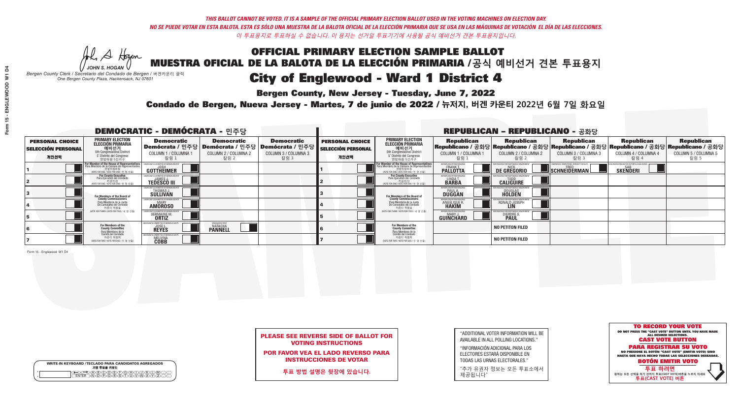*THIS BALLOT CANNOT BE VOTED. IT IS A SAMPLE OF THE OFFICIAL PRIMARY ELECTION BALLOT USED IN THE VOTING MACHINES ON ELECTION DAY.*
*NO SE PUEDE VOTAR EN ESTA BALOTA. ESTA ES SÓLO UNA MUESTRA DE LA BALOTA OFICIAL DE LA ELECCIÓN PRIMARIA QUE SE USA EN LAS MÁQUINAS DE VOTACIÓN EL DÍA DE LAS ELECCIONES.*
*이 투표용지로 투표하실 수 없습니다. 이 용지는 선거일 투표기기에 사용될 공식 예비선거 견본 투표용지입니다.*

JOHN S. HOGAN
*Bergen County Clerk / Secretario del Condado de Bergen / 버겐카운티 클럭*
*One Bergen County Plaza, Hackensack, NJ 07601*

# OFFICIAL PRIMARY ELECTION SAMPLE BALLOT
# MUESTRA OFICIAL DE LA BALOTA DE LA ELECCIÓN PRIMARIA /공식 예비선거 견본 투표용지
# City of Englewood - Ward 1 District 4

**Bergen County, New Jersey - Tuesday, June 7, 2022**

**Condado de Bergen, Nueva Jersey - Martes, 7 de junio de 2022 / 뉴저지, 버겐 카운티 2022년 6월 7일 화요일**

## DEMOCRATIC - DEMÓCRATA - 민주당

| PERSONAL CHOICE / SELECCIÓN PERSONAL / 개인선택 | PRIMARY ELECTION / ELECCIÓN PRIMARIA / 예비선거 | Democratic / Demócrata / 민주당 COLUMN 1 / COLUMNA 1 / 칼럼 1 | Democratic / Demócrata / 민주당 COLUMN 2 / COLUMNA 2 / 칼럼 2 | Democratic / Demócrata / 민주당 COLUMN 3 / COLUMNA 3 / 칼럼 3 |
|---|---|---|---|---|
| 1 | For Member of the House of Representatives / Para Miembro de la Cámara de Representantes / 연방하원의원 (5th Congressional District) (VOTE FOR ONE / VOTE POR UNO / 한 명 선출) | JOSH GOTTHEIMER | | |
| 2 | For County Executive / Para Ejecutivo del Condado / 카운티장 (VOTE FOR ONE / VOTE POR UNO / 한 명 선출) | JAMES J. TEDESCO III | | |
| 3 | For Members of the Board of County Commissioners / Para Miembros de la Junta De Concejales del Condado / 카운티 위원들 (VOTE FOR THREE / VOTE POR TRES / 세 명 선출) | THOMAS J. SULLIVAN | | |
| 4 | | MARY AMOROSO | | |
| 5 | | GERMAINE M. ORTIZ | | |
| 6 | For Members of the County Committee / Para Miembros de la Comité del Condado / 카운티 위원회 (VOTE FOR TWO / VOTE POR DOS / 두 명 선출) | JOSE L. REYES | NATACHA PANNELL | |
| 7 | | MELVINA COBB | | |

## REPUBLICAN - REPUBLICANO - 공화당

| PERSONAL CHOICE / SELECCIÓN PERSONAL / 개인선택 | PRIMARY ELECTION / ELECCIÓN PRIMARIA / 예비선거 | Republican / Republicano / 공화당 COLUMN 1 / COLUMNA 1 / 칼럼 1 | Republican / Republicano / 공화당 COLUMN 2 / COLUMNA 2 / 칼럼 2 | Republican / Republicano / 공화당 COLUMN 3 / COLUMNA 3 / 칼럼 3 | Republican / Republicano / 공화당 COLUMN 4 / COLUMNA 4 / 칼럼 4 | Republican / Republicano / 공화당 COLUMN 5 / COLUMNA 5 / 칼럼 5 |
|---|---|---|---|---|---|---|
| 1 | For Member of the House of Representatives / Para Miembro de la Cámara de Representantes / 연방하원의원 (5th Congressional District) (VOTE FOR ONE / VOTE POR UNO / 한 명 선출) | FRANK T. PALLOTTA | NICK DE GREGORIO | FRED SCHNEIDERMAN | SAB SKENDERI | |
| 2 | For County Executive / Para Ejecutivo del Condado / 카운티장 (VOTE FOR ONE / VOTE POR UNO / 한 명 선출) | LINDA T. BARBA | TODD CALIGUIRE | | | |
| 3 | For Members of the Board of County Commissioners / Para Miembros de la Junta De Concejales del Condado / 카운티 위원들 (VOTE FOR THREE / VOTE POR TRES / 세 명 선출) | PAUL A. DUGGAN | DOUGLAS HOLDEN | | | |
| 4 | | ANGELIQUE R. HAKIM | RONALD JOSEPH LIN | | | |
| 5 | | MARY J. GUINCHARD | DIERDRE G. PAUL | | | |
| 6 | For Members of the County Committee / Para Miembros de la Comité del Condado / 카운티 위원회 (VOTE FOR TWO / VOTE POR DOS / 두 명 선출) | | NO PETITION FILED | | | |
| 7 | | | NO PETITION FILED | | | |

Form 15 - Englewood W1 D4

**PLEASE SEE REVERSE SIDE OF BALLOT FOR VOTING INSTRUCTIONS**

**POR FAVOR VEA EL LADO REVERSO PARA INSTRUCCIONES DE VOTAR**

**투표 방법 설명은 뒷장에 있습니다.**

"ADDITIONAL VOTER INFORMATION WILL BE AVAILABLE IN ALL POLLING LOCATIONS."

"INFORMACIÓN ADICIONAL PARA LOS ELECTORES ESTARÁ DISPONIBLE EN TODAS LAS URNAS ELECTORALES."

"추가 유권자 정보는 모든 투표소에서 제공됩니다"

**TO RECORD YOUR VOTE**
DO NOT PRESS THE "CAST VOTE" BUTTON UNTIL YOU HAVE MADE ALL DESIRED SELECTIONS.
**CAST VOTE BUTTON**

**PARA REGISTRAR SU VOTO**
NO PRESIONE EL BOTÓN "CAST VOTE" (EMITIR VOTO) SINO HASTA QUE HAYA HECHO TODAS LAS SELECCIONES DESEADAS.
**BOTÓN EMITIR VOTO**

**투표 하려면**
원하는 모든 선택을 하기 전까지 투표(CAST VOTE)버튼을 누르지 마세요
**투표(CAST VOTE) 버튼**

WRITE-IN KEYBOARD /TECLADO PARA CANDIDATOS AGREGADOS
기명 투표용 키보드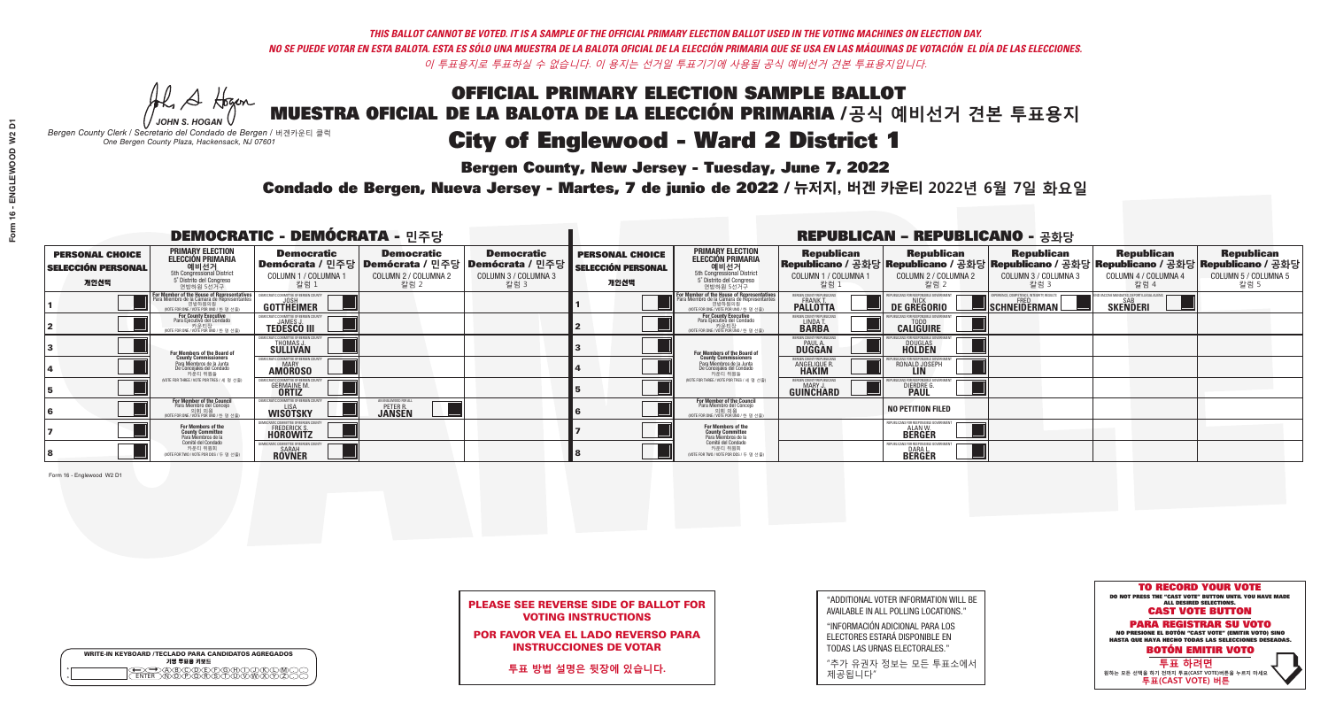*THIS BALLOT CANNOT BE VOTED. IT IS A SAMPLE OF THE OFFICIAL PRIMARY ELECTION BALLOT USED IN THE VOTING MACHINES ON ELECTION DAY.*
*NO SE PUEDE VOTAR EN ESTA BALOTA. ESTA ES SÓLO UNA MUESTRA DE LA BALOTA OFICIAL DE LA ELECCIÓN PRIMARIA QUE SE USA EN LAS MÁQUINAS DE VOTACIÓN EL DÍA DE LAS ELECCIONES.*
*이 투표용지로 투표하실 수 없습니다. 이 용지는 선거일 투표기기에 사용될 공식 예비선거 견본 투표용지입니다.*

JOHN S. HOGAN
*Bergen County Clerk / Secretario del Condado de Bergen / 버겐카운티 클럭*
*One Bergen County Plaza, Hackensack, NJ 07601*

# OFFICIAL PRIMARY ELECTION SAMPLE BALLOT
# MUESTRA OFICIAL DE LA BALOTA DE LA ELECCIÓN PRIMARIA /공식 예비선거 견본 투표용지
## City of Englewood - Ward 2 District 1

**Bergen County, New Jersey - Tuesday, June 7, 2022**
**Condado de Bergen, Nueva Jersey - Martes, 7 de junio de 2022 / 뉴저지, 버겐 카운티 2022년 6월 7일 화요일**

## DEMOCRATIC - DEMÓCRATA - 민주당

| PERSONAL CHOICE / SELECCIÓN PERSONAL / 개인선택 | PRIMARY ELECTION / ELECCIÓN PRIMARIA / 예비선거 | Democratic / Demócrata / 민주당 COLUMN 1 / COLUMNA 1 / 칼럼 1 | Democratic / Demócrata / 민주당 COLUMN 2 / COLUMNA 2 / 칼럼 2 | Democratic / Demócrata / 민주당 COLUMN 3 / COLUMNA 3 / 칼럼 3 |
|---|---|---|---|---|
| 1 | For Member of the House of Representatives / Para Miembro de la Cámara de Representantes / 연방하원의원 (5th Congressional District) (VOTE FOR ONE / VOTE POR UNO / 한 명 선출) | JOSH GOTTHEIMER | | |
| 2 | For County Executive / Para Ejecutivo del Condado / 카운티장 (VOTE FOR ONE / VOTE POR UNO / 한 명 선출) | JAMES J. TEDESCO III | | |
| 3 | For Members of the Board of County Commissioners / Para Miembros de la Junta De Concejales del Condado / 카운티 위원들 (VOTE FOR THREE / VOTE POR TRES / 세 명 선출) | THOMAS J. SULLIVAN | | |
| 4 | | MARY AMOROSO | | |
| 5 | | GERMAINE M. ORTIZ | | |
| 6 | For Member of the Council / Para Miembro del Concejo / 의회 의원 (VOTE FOR ONE / VOTE POR UNO / 한 명 선출) | LISA WISOTSKY | PETER R. JANSEN | |
| 7 | For Members of the County Committee / Para Miembros de la Comité del Condado / 카운티 위원회 (VOTE FOR TWO / VOTE POR DOS / 두 명 선출) | FREDERICK S. HOROWITZ | | |
| 8 | | SARAH ROVNER | | |

## REPUBLICAN - REPUBLICANO - 공화당

| PERSONAL CHOICE / SELECCIÓN PERSONAL / 개인선택 | PRIMARY ELECTION / ELECCIÓN PRIMARIA / 예비선거 | Republican / Republicano / 공화당 COLUMN 1 / COLUMNA 1 / 칼럼 1 | Republican / Republicano / 공화당 COLUMN 2 / COLUMNA 2 / 칼럼 2 | Republican / Republicano / 공화당 COLUMN 3 / COLUMNA 3 / 칼럼 3 | Republican / Republicano / 공화당 COLUMN 4 / COLUMNA 4 / 칼럼 4 | Republican / Republicano / 공화당 COLUMN 5 / COLUMNA 5 / 칼럼 5 |
|---|---|---|---|---|---|---|
| 1 | For Member of the House of Representatives / Para Miembro de la Cámara de Representantes / 연방하원의원 (5th Congressional District) (VOTE FOR ONE / VOTE POR UNO / 한 명 선출) | FRANK T. PALLOTTA | NICK DE GREGORIO | FRED SCHNEIDERMAN | SAB SKENDERI | |
| 2 | For County Executive / Para Ejecutivo del Condado / 카운티장 (VOTE FOR ONE / VOTE POR UNO / 한 명 선출) | LINDA T. BARBA | TODD CALIGUIRE | | | |
| 3 | For Members of the Board of County Commissioners / Para Miembros de la Junta De Concejales del Condado / 카운티 위원들 (VOTE FOR THREE / VOTE POR TRES / 세 명 선출) | PAUL A. DUGGAN | DOUGLAS HOLDEN | | | |
| 4 | | ANGELIQUE R. HAKIM | RONALD JOSEPH LIN | | | |
| 5 | | MARY J. GUINCHARD | DIERDRE G. PAUL | | | |
| 6 | For Member of the Council / Para Miembro del Concejo / 의회 의원 (VOTE FOR ONE / VOTE POR UNO / 한 명 선출) | | NO PETITION FILED | | | |
| 7 | For Members of the County Committee / Para Miembros de la Comité del Condado / 카운티 위원회 (VOTE FOR TWO / VOTE POR DOS / 두 명 선출) | | ALAN W. BERGER | | | |
| 8 | | | DARA L. BERGER | | | |

Form 16 - Englewood W2 D1

**PLEASE SEE REVERSE SIDE OF BALLOT FOR VOTING INSTRUCTIONS**

**POR FAVOR VEA EL LADO REVERSO PARA INSTRUCCIONES DE VOTAR**

**투표 방법 설명은 뒷장에 있습니다.**

"ADDITIONAL VOTER INFORMATION WILL BE AVAILABLE IN ALL POLLING LOCATIONS."

"INFORMACIÓN ADICIONAL PARA LOS ELECTORES ESTARÁ DISPONIBLE EN TODAS LAS URNAS ELECTORALES."

"추가 유권자 정보는 모든 투표소에서 제공됩니다"

WRITE-IN KEYBOARD /TECLADO PARA CANDIDATOS AGREGADOS
기명 투표용 키보드

**TO RECORD YOUR VOTE**
DO NOT PRESS THE "CAST VOTE" BUTTON UNTIL YOU HAVE MADE ALL DESIRED SELECTIONS.
**CAST VOTE BUTTON**
**PARA REGISTRAR SU VOTO**
NO PRESIONE EL BOTÓN "CAST VOTE" (EMITIR VOTO) SINO HASTA QUE HAYA HECHO TODAS LAS SELECCIONES DESEADAS.
**BOTÓN EMITIR VOTO**
**투표 하려면**
원하는 모든 선택을 하기 전까지 투표(CAST VOTE)버튼을 누르지 마세요.
**투표(CAST VOTE) 버튼**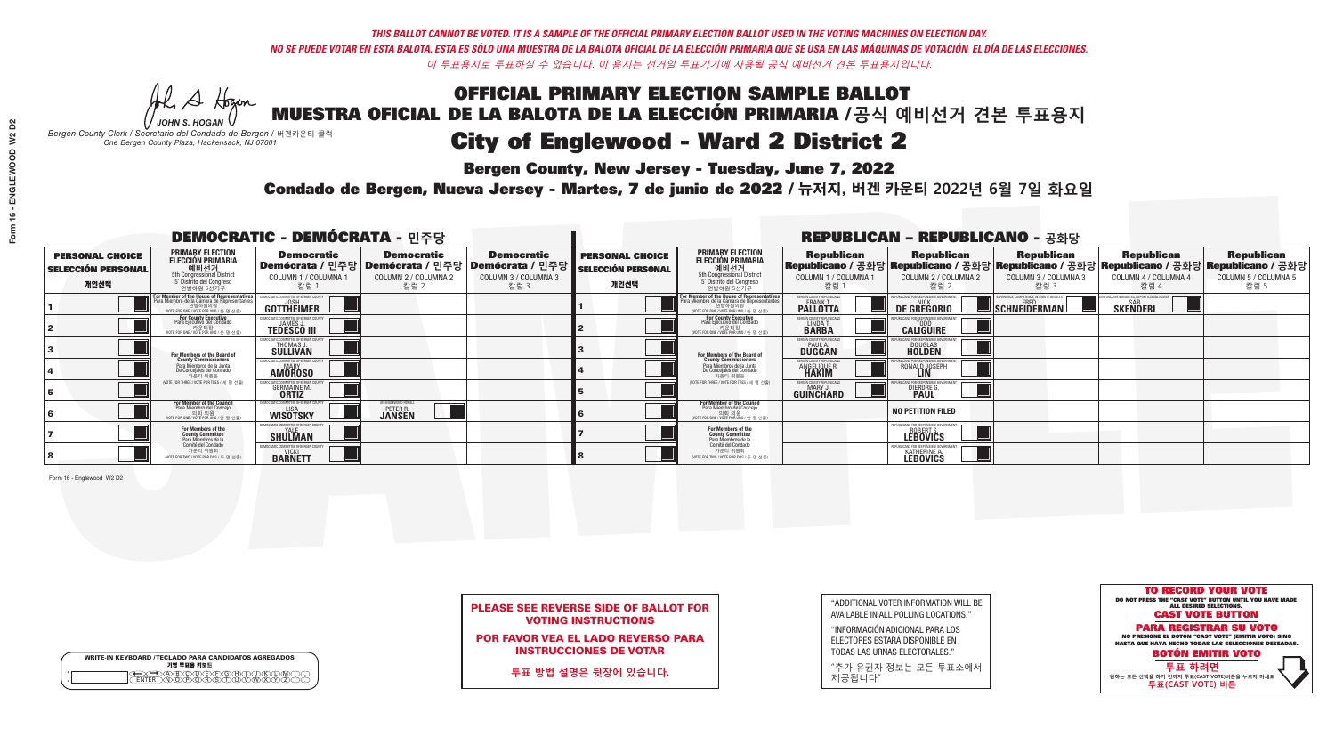*THIS BALLOT CANNOT BE VOTED. IT IS A SAMPLE OF THE OFFICIAL PRIMARY ELECTION BALLOT USED IN THE VOTING MACHINES ON ELECTION DAY.*
*NO SE PUEDE VOTAR EN ESTA BALOTA. ESTA ES SÓLO UNA MUESTRA DE LA BALOTA OFICIAL DE LA ELECCIÓN PRIMARIA QUE SE USA EN LAS MÁQUINAS DE VOTACIÓN EL DÍA DE LAS ELECCIONES.*
*이 투표용지로 투표하실 수 없습니다. 이 용지는 선거일 투표기기에 사용될 공식 예비선거 견본 투표용지입니다.*

JOHN S. HOGAN
*Bergen County Clerk / Secretario del Condado de Bergen / 버겐카운티 클럭*
*One Bergen County Plaza, Hackensack, NJ 07601*

# OFFICIAL PRIMARY ELECTION SAMPLE BALLOT
# MUESTRA OFICIAL DE LA BALOTA DE LA ELECCIÓN PRIMARIA /공식 예비선거 견본 투표용지
# City of Englewood - Ward 2 District 2

**Bergen County, New Jersey - Tuesday, June 7, 2022**

**Condado de Bergen, Nueva Jersey - Martes, 7 de junio de 2022 / 뉴저지, 버겐 카운티 2022년 6월 7일 화요일**

## DEMOCRATIC - DEMÓCRATA - 민주당

| PERSONAL CHOICE / SELECCIÓN PERSONAL / 개인선택 | PRIMARY ELECTION / ELECCIÓN PRIMARIA / 예비선거 | Democratic / Demócrata / 민주당 COLUMN 1 / COLUMNA 1 / 칼럼 1 | Democratic / Demócrata / 민주당 COLUMN 2 / COLUMNA 2 / 칼럼 2 | Democratic / Demócrata / 민주당 COLUMN 3 / COLUMNA 3 / 칼럼 3 |
|---|---|---|---|---|
| 1 | For Member of the House of Representatives / Para Miembro de la Cámara de Representantes / 연방하원의원 (5th Congressional District) (VOTE FOR ONE / VOTE POR UNO / 한 명 선출) | JOSH GOTTHEIMER | | |
| 2 | For County Executive / Para Ejecutivo del Condado / 카운티장 (VOTE FOR ONE / VOTE POR UNO / 한 명 선출) | JAMES J. TEDESCO III | | |
| 3 | For Members of the Board of County Commissioners / Para Miembros de la Junta De Concejales del Condado / 카운티 위원들 (VOTE FOR THREE / VOTE POR TRES / 세 명 선출) | THOMAS J. SULLIVAN | | |
| 4 | | MARY AMOROSO | | |
| 5 | | GERMAINE M. ORTIZ | | |
| 6 | For Member of the Council / Para Miembro del Concejo / 의회 의원 (VOTE FOR ONE / VOTE POR UNO / 한 명 선출) | LISA WISOTSKY | PETER R. JANSEN | |
| 7 | For Members of the County Committee / Para Miembros de la Comité del Condado / 카운티 위원회 (VOTE FOR TWO / VOTE POR DOS / 두 명 선출) | YALE SHULMAN | | |
| 8 | | VICKI BARNETT | | |

## REPUBLICAN - REPUBLICANO - 공화당

| PERSONAL CHOICE / SELECCIÓN PERSONAL / 개인선택 | PRIMARY ELECTION / ELECCIÓN PRIMARIA / 예비선거 | Republican / Republicano / 공화당 COLUMN 1 / COLUMNA 1 / 칼럼 1 | Republican / Republicano / 공화당 COLUMN 2 / COLUMNA 2 / 칼럼 2 | Republican / Republicano / 공화당 COLUMN 3 / COLUMNA 3 / 칼럼 3 | Republican / Republicano / 공화당 COLUMN 4 / COLUMNA 4 / 칼럼 4 | Republican / Republicano / 공화당 COLUMN 5 / COLUMNA 5 / 칼럼 5 |
|---|---|---|---|---|---|---|
| 1 | For Member of the House of Representatives / Para Miembro de la Cámara de Representantes / 연방하원의원 (5th Congressional District) (VOTE FOR ONE / VOTE POR UNO / 한 명 선출) | FRANK T. PALLOTTA | NICK DE GREGORIO | FRED SCHNEIDERMAN | SAB SKENDERI | |
| 2 | For County Executive / Para Ejecutivo del Condado / 카운티장 (VOTE FOR ONE / VOTE POR UNO / 한 명 선출) | LINDA T. BARBA | TODD CALIGUIRE | | | |
| 3 | For Members of the Board of County Commissioners / Para Miembros de la Junta De Concejales del Condado / 카운티 위원들 (VOTE FOR THREE / VOTE POR TRES / 세 명 선출) | PAUL A. DUGGAN | DOUGLAS HOLDEN | | | |
| 4 | | ANGELIQUE R. HAKIM | RONALD JOSEPH LIN | | | |
| 5 | | MARY J. GUINCHARD | DIERDRE G. PAUL | | | |
| 6 | For Member of the Council / Para Miembro del Concejo / 의회 의원 (VOTE FOR ONE / VOTE POR UNO / 한 명 선출) | | NO PETITION FILED | | | |
| 7 | For Members of the County Committee / Para Miembros de la Comité del Condado / 카운티 위원회 (VOTE FOR TWO / VOTE POR DOS / 두 명 선출) | | ROBERT S. LEBOVICS | | | |
| 8 | | | KATHERINE A. LEBOVICS | | | |

Form 16 - Englewood W2 D2

**PLEASE SEE REVERSE SIDE OF BALLOT FOR VOTING INSTRUCTIONS**

**POR FAVOR VEA EL LADO REVERSO PARA INSTRUCCIONES DE VOTAR**

**투표 방법 설명은 뒷장에 있습니다.**

"ADDITIONAL VOTER INFORMATION WILL BE AVAILABLE IN ALL POLLING LOCATIONS."

"INFORMACIÓN ADICIONAL PARA LOS ELECTORES ESTARÁ DISPONIBLE EN TODAS LAS URNAS ELECTORALES."

"추가 유권자 정보는 모든 투표소에서 제공됩니다"

WRITE-IN KEYBOARD /TECLADO PARA CANDIDATOS AGREGADOS
기명 투표용 키보드

**TO RECORD YOUR VOTE**
DO NOT PRESS THE "CAST VOTE" BUTTON UNTIL YOU HAVE MADE ALL DESIRED SELECTIONS.
**CAST VOTE BUTTON**

**PARA REGISTRAR SU VOTO**
NO PRESIONE EL BOTÓN "CAST VOTE" (EMITIR VOTO) SINO HASTA QUE HAYA HECHO TODAS LAS SELECCIONES DESEADAS.
**BOTÓN EMITIR VOTO**

**투표 하려면**
원하는 모든 선택을 하기 전까지 투표(CAST VOTE)버튼을 누르지 마세요.
**투표(CAST VOTE) 버튼**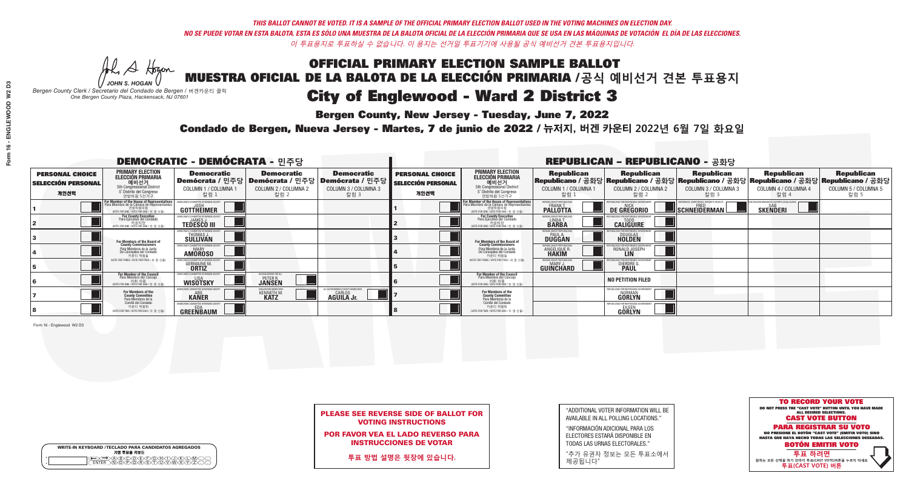*THIS BALLOT CANNOT BE VOTED. IT IS A SAMPLE OF THE OFFICIAL PRIMARY ELECTION BALLOT USED IN THE VOTING MACHINES ON ELECTION DAY.*
*NO SE PUEDE VOTAR EN ESTA BALOTA. ESTA ES SÓLO UNA MUESTRA DE LA BALOTA OFICIAL DE LA ELECCIÓN PRIMARIA QUE SE USAN EN LAS MÁQUINAS DE VOTACIÓN EL DÍA DE LAS ELECCIONES.*
*이 투표용지로 투표하실 수 없습니다. 이 용지는 선거일 투표기기에 사용될 공식 예비선거 견본 투표용지입니다.*

JOHN S. HOGAN
*Bergen County Clerk / Secretario del Condado de Bergen / 버겐카운티 클럭*
*One Bergen County Plaza, Hackensack, NJ 07601*

# OFFICIAL PRIMARY ELECTION SAMPLE BALLOT
# MUESTRA OFICIAL DE LA BALOTA DE LA ELECCIÓN PRIMARIA /공식 예비선거 견본 투표용지
# City of Englewood - Ward 2 District 3

**Bergen County, New Jersey - Tuesday, June 7, 2022**

**Condado de Bergen, Nueva Jersey - Martes, 7 de junio de 2022 / 뉴저지, 버겐 카운티 2022년 6월 7일 화요일**

## DEMOCRATIC - DEMÓCRATA - 민주당

| PERSONAL CHOICE / SELECCIÓN PERSONAL / 개인선택 | PRIMARY ELECTION / ELECCIÓN PRIMARIA / 예비선거 | Democratic / Demócrata / 민주당 COLUMN 1 / COLUMNA 1 / 칼럼 1 | Democratic / Demócrata / 민주당 COLUMN 2 / COLUMNA 2 / 칼럼 2 | Democratic / Demócrata / 민주당 COLUMN 3 / COLUMNA 3 / 칼럼 3 |
|---|---|---|---|---|
| 1 | For Member of the House of Representatives / Para Miembro de la Cámara de Representantes / 연방하원의원 (VOTE FOR ONE / VOTE POR UNO / 한 명 선출) | JOSH GOTTHEIMER | | |
| 2 | For County Executive / Para Ejecutivo del Condado / 카운티장 (VOTE FOR ONE / VOTE POR UNO / 한 명 선출) | JAMES J. TEDESCO III | | |
| 3 | For Members of the Board of County Commissioners / Para Miembros de la Junta De Concejales del Condado / 카운티 위원들 (VOTE FOR THREE / VOTE POR TRES / 세 명 선출) | THOMAS J. SULLIVAN | | |
| 4 | | MARY AMOROSO | | |
| 5 | | GERMAINE M. ORTIZ | | |
| 6 | For Member of the Council / Para Miembro del Concejo / 의회 의원 (VOTE FOR ONE / VOTE POR UNO / 한 명 선출) | LISA WISOTSKY | PETER R. JANSEN | |
| 7 | For Members of the County Committee / Para Miembros de la Comité del Condado / 카운티 위원회 (VOTE FOR TWO / VOTE POR DOS / 두 명 선출) | ABE KANER | KENNETH M. KATZ | CARLOS AGUILA Jr. |
| 8 | | EDA GREENBAUM | | |

## REPUBLICAN - REPUBLICANO - 공화당

| PERSONAL CHOICE / SELECCIÓN PERSONAL / 개인선택 | PRIMARY ELECTION / ELECCIÓN PRIMARIA / 예비선거 | Republican / Republicano / 공화당 COLUMN 1 / COLUMNA 1 / 칼럼 1 | Republican / Republicano / 공화당 COLUMN 2 / COLUMNA 2 / 칼럼 2 | Republican / Republicano / 공화당 COLUMN 3 / COLUMNA 3 / 칼럼 3 | Republican / Republicano / 공화당 COLUMN 4 / COLUMNA 4 / 칼럼 4 | Republican / Republicano / 공화당 COLUMN 5 / COLUMNA 5 / 칼럼 5 |
|---|---|---|---|---|---|---|
| 1 | For Member of the House of Representatives / Para Miembro de la Cámara de Representantes / 연방하원의원 (VOTE FOR ONE / VOTE POR UNO / 한 명 선출) | FRANK T. PALLOTTA | NICK DE GREGORIO | FRED SCHNEIDERMAN | SAB SKENDERI | |
| 2 | For County Executive / Para Ejecutivo del Condado / 카운티장 (VOTE FOR ONE / VOTE POR UNO / 한 명 선출) | LINDA T. BARBA | TODD CALIGUIRE | | | |
| 3 | For Members of the Board of County Commissioners / Para Miembros de la Junta De Concejales del Condado / 카운티 위원들 (VOTE FOR THREE / VOTE POR TRES / 세 명 선출) | PAUL A. DUGGAN | DOUGLAS HOLDEN | | | |
| 4 | | ANGELIQUE R. HAKIM | RONALD JOSEPH LIN | | | |
| 5 | | MARY J. GUINCHARD | DIERDRE G. PAUL | | | |
| 6 | For Member of the Council / Para Miembro del Concejo / 의회 의원 (VOTE FOR ONE / VOTE POR UNO / 한 명 선출) | | NO PETITION FILED | | | |
| 7 | For Members of the County Committee / Para Miembros de la Comité del Condado / 카운티 위원회 (VOTE FOR TWO / VOTE POR DOS / 두 명 선출) | | NORMAN GORLYN | | | |
| 8 | | | EILEEN GORLYN | | | |

Form 16 - Englewood W2 D3

**PLEASE SEE REVERSE SIDE OF BALLOT FOR VOTING INSTRUCTIONS**

**POR FAVOR VEA EL LADO REVERSO PARA INSTRUCCIONES DE VOTAR**

**투표 방법 설명은 뒷장에 있습니다.**

"ADDITIONAL VOTER INFORMATION WILL BE AVAILABLE IN ALL POLLING LOCATIONS."

"INFORMACIÓN ADICIONAL PARA LOS ELECTORES ESTARÁ DISPONIBLE EN TODAS LAS URNAS ELECTORALES."

"추가 유권자 정보는 모든 투표소에서 제공됩니다"

WRITE-IN KEYBOARD /TECLADO PARA CANDIDATOS AGREGADOS / 기명 투표용 키보드

**TO RECORD YOUR VOTE**
DO NOT PRESS THE "CAST VOTE" BUTTON UNTIL YOU HAVE MADE ALL DESIRED SELECTIONS.
**CAST VOTE BUTTON**
**PARA REGISTRAR SU VOTO**
NO PRESIONE EL BOTÓN "CAST VOTE" (EMITIR VOTO) SINO HASTA QUE HAYA HECHO TODAS LAS SELECCIONES DESEADAS.
**BOTÓN EMITIR VOTO**
**투표 하려면**
원하는 모든 선택을 하기 전까지 투표(CAST VOTE)버튼을 누르지 마세요
**투표(CAST VOTE) 버튼**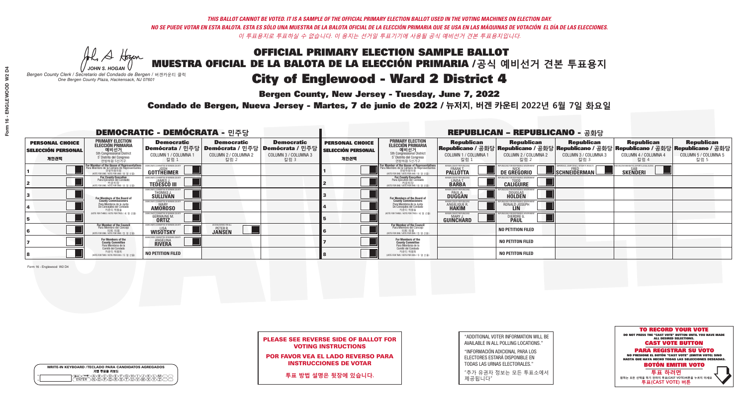*THIS BALLOT CANNOT BE VOTED. IT IS A SAMPLE OF THE OFFICIAL PRIMARY ELECTION BALLOT USED IN THE VOTING MACHINES ON ELECTION DAY.*

*NO SE PUEDE VOTAR EN ESTA BALOTA. ESTA ES SÓLO UNA MUESTRA DE LA BALOTA OFICIAL DE LA ELECCIÓN PRIMARIA QUE SE USA EN LAS MÁQUINAS DE VOTACIÓN EL DÍA DE LAS ELECCIONES.*

*이 투표용지로 투표하실 수 없습니다. 이 용지는 선거일 투표기기에 사용될 공식 예비선거 견본 투표용지입니다.*

JOHN S. HOGAN
*Bergen County Clerk / Secretario del Condado de Bergen / 버겐카운티 클럭*
*One Bergen County Plaza, Hackensack, NJ 07601*

# OFFICIAL PRIMARY ELECTION SAMPLE BALLOT
# MUESTRA OFICIAL DE LA BALOTA DE LA ELECCIÓN PRIMARIA /공식 예비선거 견본 투표용지
# City of Englewood - Ward 2 District 4

**Bergen County, New Jersey - Tuesday, June 7, 2022**

**Condado de Bergen, Nueva Jersey - Martes, 7 de junio de 2022 / 뉴저지, 버겐 카운티 2022년 6월 7일 화요일**

## DEMOCRATIC - DEMÓCRATA - 민주당

| PERSONAL CHOICE / SELECCIÓN PERSONAL / 개인선택 | PRIMARY ELECTION / ELECCIÓN PRIMARIA / 예비선거 (5th Congressional District / 5° Distrito del Congreso / 연방하원 5선거구) | Democratic / Demócrata / 민주당 COLUMN 1 / COLUMNA 1 / 칼럼 1 | Democratic / Demócrata / 민주당 COLUMN 2 / COLUMNA 2 / 칼럼 2 | Democratic / Demócrata / 민주당 COLUMN 3 / COLUMNA 3 / 칼럼 3 |
|---|---|---|---|---|
| 1 | For Member of the House of Representatives / Para Miembro de la Cámara de Representantes / 연방하원의원 (VOTE FOR ONE / VOTE POR UNO / 한 명 선출) | JOSH GOTTHEIMER | | |
| 2 | For County Executive / Para Ejecutivo del Condado / 카운티장 (VOTE FOR ONE / VOTE POR UNO / 한 명 선출) | JAMES J. TEDESCO III | | |
| 3 | For Members of the Board of County Commissioners / Para Miembros de la Junta De Concejales del Condado / 카운티 위원들 (VOTE FOR THREE / VOTE POR TRES / 세 명 선출) | THOMAS J. SULLIVAN | | |
| 4 | | MARY AMOROSO | | |
| 5 | | GERMAINE M. ORTIZ | | |
| 6 | For Member of the Council / Para Miembro del Concejo / 의회 의원 (VOTE FOR ONE / VOTE POR UNO / 한 명 선출) | LISA WISOTSKY | PETER R. JANSEN | |
| 7 | For Members of the County Committee / Para Miembros de la Comité del Condado / 카운티 위원회 (VOTE FOR TWO / VOTE POR DOS / 두 명 선출) | ANGELINA RIVERA | | |
| 8 | | NO PETITION FILED | | |

## REPUBLICAN - REPUBLICANO - 공화당

| PERSONAL CHOICE / SELECCIÓN PERSONAL / 개인선택 | PRIMARY ELECTION / ELECCIÓN PRIMARIA / 예비선거 (5th Congressional District / 5° Distrito del Congreso / 연방하원 5선거구) | Republican / Republicano / 공화당 COLUMN 1 / COLUMNA 1 / 칼럼 1 | Republican / Republicano / 공화당 COLUMN 2 / COLUMNA 2 / 칼럼 2 | Republican / Republicano / 공화당 COLUMN 3 / COLUMNA 3 / 칼럼 3 | Republican / Republicano / 공화당 COLUMN 4 / COLUMNA 4 / 칼럼 4 | Republican / Republicano / 공화당 COLUMN 5 / COLUMNA 5 / 칼럼 5 |
|---|---|---|---|---|---|---|
| 1 | For Member of the House of Representatives / Para Miembro de la Cámara de Representantes / 연방하원의원 (VOTE FOR ONE / VOTE POR UNO / 한 명 선출) | FRANK T. PALLOTTA | NICK DE GREGORIO | FRED SCHNEIDERMAN | SAB SKENDERI | |
| 2 | For County Executive / Para Ejecutivo del Condado / 카운티장 (VOTE FOR ONE / VOTE POR UNO / 한 명 선출) | LINDA T. BARBA | TODD CALIGUIRE | | | |
| 3 | For Members of the Board of County Commissioners / Para Miembros de la Junta De Concejales del Condado / 카운티 위원들 (VOTE FOR THREE / VOTE POR TRES / 세 명 선출) | PAUL A. DUGGAN | DOUGLAS HOLDEN | | | |
| 4 | | ANGELIQUE R. HAKIM | RONALD JOSEPH LIN | | | |
| 5 | | MARY J. GUINCHARD | DIERDRE G. PAUL | | | |
| 6 | For Member of the Council / Para Miembro del Concejo / 의회 의원 (VOTE FOR ONE / VOTE POR UNO / 한 명 선출) | | NO PETITION FILED | | | |
| 7 | For Members of the County Committee / Para Miembros de la Comité del Condado / 카운티 위원회 (VOTE FOR TWO / VOTE POR DOS / 두 명 선출) | | NO PETITION FILED | | | |
| 8 | | | NO PETITION FILED | | | |

Form 16 - Englewood W2 D4

**PLEASE SEE REVERSE SIDE OF BALLOT FOR VOTING INSTRUCTIONS**

**POR FAVOR VEA EL LADO REVERSO PARA INSTRUCCIONES DE VOTAR**

**투표 방법 설명은 뒷장에 있습니다.**

"ADDITIONAL VOTER INFORMATION WILL BE AVAILABLE IN ALL POLLING LOCATIONS."

"INFORMACIÓN ADICIONAL PARA LOS ELECTORES ESTARÁ DISPONIBLE EN TODAS LAS URNAS ELECTORALES."

"추가 유권자 정보는 모든 투표소에서 제공됩니다"

WRITE-IN KEYBOARD /TECLADO PARA CANDIDATOS AGREGADOS
기명 투표용 키보드

**TO RECORD YOUR VOTE**
DO NOT PRESS THE "CAST VOTE" BUTTON UNTIL YOU HAVE MADE ALL DESIRED SELECTIONS.
**CAST VOTE BUTTON**

**PARA REGISTRAR SU VOTO**
NO PRESIONE EL BOTÓN "CAST VOTE" (EMITIR VOTO) SINO HASTA QUE HAYA HECHO TODAS LAS SELECCIONES DESEADAS.
**BOTÓN EMITIR VOTO**

**투표 하려면**
원하는 모든 선택을 하기 전까지 투표(CAST VOTE) 버튼을 누르지 마세요.
**투표(CAST VOTE) 버튼**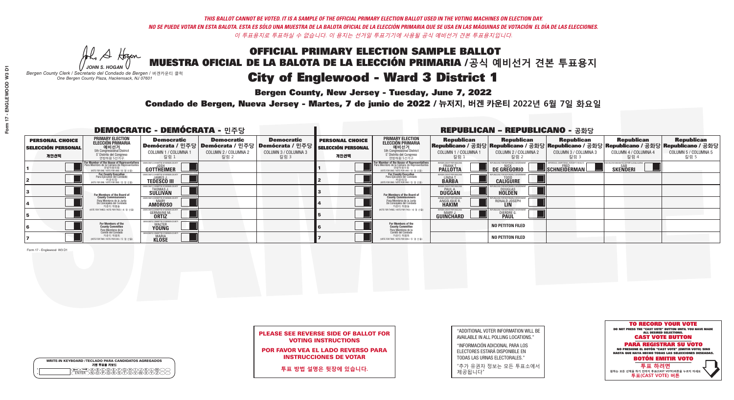*THIS BALLOT CANNOT BE VOTED. IT IS A SAMPLE OF THE OFFICIAL PRIMARY ELECTION BALLOT USED IN THE VOTING MACHINES ON ELECTION DAY.*
*NO SE PUEDE VOTAR EN ESTA BALOTA. ESTA ES SÓLO UNA MUESTRA DE LA BALOTA OFICIAL DE LA ELECCIÓN PRIMARIA QUE SE USA EN LAS MÁQUINAS DE VOTACIÓN EL DÍA DE LAS ELECCIONES.*
*이 투표용지로 투표하실 수 없습니다. 이 용지는 선거일 투표기기에 사용될 공식 예비선거 견본 투표용지입니다.*

JOHN S. HOGAN
*Bergen County Clerk / Secretario del Condado de Bergen / 버겐카운티 클럭*
*One Bergen County Plaza, Hackensack, NJ 07601*

# OFFICIAL PRIMARY ELECTION SAMPLE BALLOT
# MUESTRA OFICIAL DE LA BALOTA DE LA ELECCIÓN PRIMARIA /공식 예비선거 견본 투표용지
# City of Englewood - Ward 3 District 1

**Bergen County, New Jersey - Tuesday, June 7, 2022**

**Condado de Bergen, Nueva Jersey - Martes, 7 de junio de 2022 / 뉴저지, 버겐 카운티 2022년 6월 7일 화요일**

## DEMOCRATIC - DEMÓCRATA - 민주당

| PERSONAL CHOICE / SELECCIÓN PERSONAL / 개인선택 | PRIMARY ELECTION / ELECCIÓN PRIMARIA / 예비선거 (5th Congressional District / 5° Distrito del Congreso / 연방하원 5선거구) | Democratic / Demócrata / 민주당 COLUMN 1 / COLUMNA 1 / 칼럼 1 | Democratic / Demócrata / 민주당 COLUMN 2 / COLUMNA 2 / 칼럼 2 | Democratic / Demócrata / 민주당 COLUMN 3 / COLUMNA 3 / 칼럼 3 |
|---|---|---|---|---|
| 1 | For Member of the House of Representatives / Para Miembro de la Cámara de Representantes / 연방하원의원 (VOTE FOR ONE / VOTE POR UNO / 한 명 선출) | JOSH GOTTHEIMER | | |
| 2 | For County Executive / Para Ejecutivo del Condado / 카운티장 (VOTE FOR ONE / VOTE POR UNO / 한 명 선출) | JAMES J. TEDESCO III | | |
| 3 | For Members of the Board of County Commissioners / Para Miembros de la Junta De Concejales del Condado / 카운티 위원들 (VOTE FOR THREE / VOTE POR TRES / 세 명 선출) | THOMAS J. SULLIVAN | | |
| 4 | | MARY AMOROSO | | |
| 5 | | GERMAINE M. ORTIZ | | |
| 6 | For Members of the County Committee / Para Miembros de la Comité del Condado / 카운티 위원회 (VOTE FOR TWO / VOTE POR DOS / 두 명 선출) | WALTER YOUNG | | |
| 7 | | MARIA KLOSE | | |

## REPUBLICAN - REPUBLICANO - 공화당

| PERSONAL CHOICE / SELECCIÓN PERSONAL / 개인선택 | PRIMARY ELECTION / ELECCIÓN PRIMARIA / 예비선거 (5th Congressional District / 5° Distrito del Congreso / 연방하원 5선거구) | Republican / Republicano / 공화당 COLUMN 1 / COLUMNA 1 / 칼럼 1 | Republican / Republicano / 공화당 COLUMN 2 / COLUMNA 2 / 칼럼 2 | Republican / Republicano / 공화당 COLUMN 3 / COLUMNA 3 / 칼럼 3 | Republican / Republicano / 공화당 COLUMN 4 / COLUMNA 4 / 칼럼 4 | Republican / Republicano / 공화당 COLUMN 5 / COLUMNA 5 / 칼럼 5 |
|---|---|---|---|---|---|---|
| 1 | For Member of the House of Representatives / Para Miembro de la Cámara de Representantes / 연방하원의원 (VOTE FOR ONE / VOTE POR UNO / 한 명 선출) | FRANK T. PALLOTTA | NICK DE GREGORIO | FRED SCHNEIDERMAN | SAB SKENDERI | |
| 2 | For County Executive / Para Ejecutivo del Condado / 카운티장 (VOTE FOR ONE / VOTE POR UNO / 한 명 선출) | LINDA T. BARBA | TODD CALIGUIRE | | | |
| 3 | For Members of the Board of County Commissioners / Para Miembros de la Junta De Concejales del Condado / 카운티 위원들 (VOTE FOR THREE / VOTE POR TRES / 세 명 선출) | PAUL A. DUGGAN | DOUGLAS HOLDEN | | | |
| 4 | | ANGELIQUE R. HAKIM | RONALD JOSEPH LIN | | | |
| 5 | | MARY J. GUINCHARD | DIERDRE G. PAUL | | | |
| 6 | For Members of the County Committee / Para Miembros de la Comité del Condado / 카운티 위원회 (VOTE FOR TWO / VOTE POR DOS / 두 명 선출) | | NO PETITION FILED | | | |
| 7 | | | NO PETITION FILED | | | |

Form 17 - Englewood W3 D1

**PLEASE SEE REVERSE SIDE OF BALLOT FOR VOTING INSTRUCTIONS**

**POR FAVOR VEA EL LADO REVERSO PARA INSTRUCCIONES DE VOTAR**

**투표 방법 설명은 뒷장에 있습니다.**

"ADDITIONAL VOTER INFORMATION WILL BE AVAILABLE IN ALL POLLING LOCATIONS."

"INFORMACIÓN ADICIONAL PARA LOS ELECTORES ESTARÁ DISPONIBLE EN TODAS LAS URNAS ELECTORALES."

"추가 유권자 정보는 모든 투표소에서 제공됩니다"

**TO RECORD YOUR VOTE**
DO NOT PRESS THE "CAST VOTE" BUTTON UNTIL YOU HAVE MADE ALL DESIRED SELECTIONS.
**CAST VOTE BUTTON**

**PARA REGISTRAR SU VOTO**
NO PRESIONE EL BOTÓN "CAST VOTE" (EMITIR VOTO) SINO HASTA QUE HAYA HECHO TODAS LAS SELECCIONES DESEADAS.
**BOTÓN EMITIR VOTO**

**투표 하려면**
원하는 모든 선택을 하기 전까지 투표(CAST VOTE)버튼을 누르지 마세요
**투표(CAST VOTE) 버튼**

WRITE-IN KEYBOARD /TECLADO PARA CANDIDATOS AGREGADOS
기명 투표용 키보드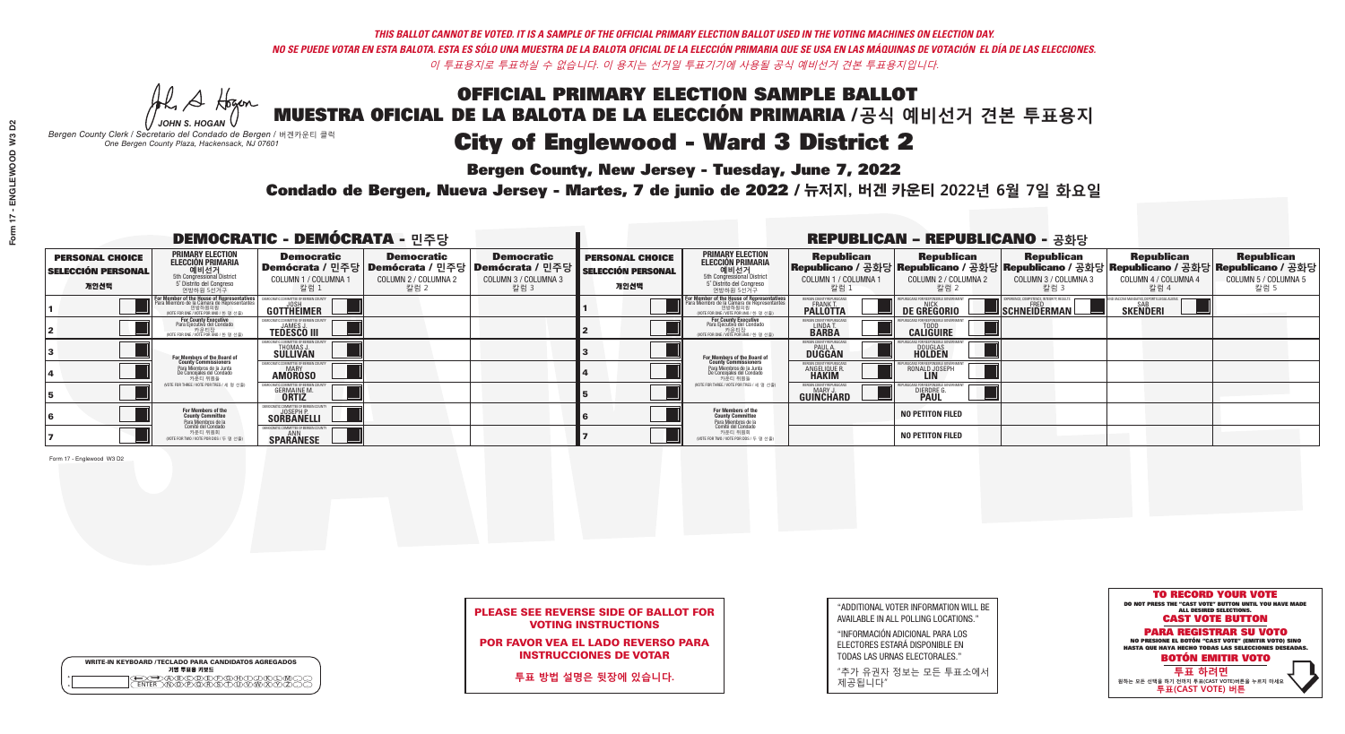*THIS BALLOT CANNOT BE VOTED. IT IS A SAMPLE OF THE OFFICIAL PRIMARY ELECTION BALLOT USED IN THE VOTING MACHINES ON ELECTION DAY.*
*NO SE PUEDE VOTAR EN ESTA BALOTA. ESTA ES SÓLO UNA MUESTRA DE LA BALOTA OFICIAL DE LA ELECCIÓN PRIMARIA QUE SE USA EN LAS MÁQUINAS DE VOTACIÓN EL DÍA DE LAS ELECCIONES.*
*이 투표용지로 투표하실 수 없습니다. 이 용지는 선거일 투표기기에 사용될 공식 예비선거 견본 투표용지입니다.*

JOHN S. HOGAN
*Bergen County Clerk / Secretario del Condado de Bergen / 버겐카운티 클럭*
*One Bergen County Plaza, Hackensack, NJ 07601*

# OFFICIAL PRIMARY ELECTION SAMPLE BALLOT
# MUESTRA OFICIAL DE LA BALOTA DE LA ELECCIÓN PRIMARIA /공식 예비선거 견본 투표용지
# City of Englewood - Ward 3 District 2

**Bergen County, New Jersey - Tuesday, June 7, 2022**

**Condado de Bergen, Nueva Jersey - Martes, 7 de junio de 2022 / 뉴저지, 버겐 카운티 2022년 6월 7일 화요일**

## DEMOCRATIC - DEMÓCRATA - 민주당

| PERSONAL CHOICE / SELECCIÓN PERSONAL / 개인선택 | PRIMARY ELECTION / ELECCIÓN PRIMARIA / 예비선거 (5th Congressional District / 5° Distrito del Congreso / 연방하원 5선거구) | Democratic / Demócrata / 민주당 COLUMN 1 / COLUMNA 1 / 칼럼 1 | Democratic / Demócrata / 민주당 COLUMN 2 / COLUMNA 2 / 칼럼 2 | Democratic / Demócrata / 민주당 COLUMN 3 / COLUMNA 3 / 칼럼 3 |
|---|---|---|---|---|
| 1 | For Member of the House of Representatives / Para Miembro de la Cámara de Representantes / 연방하원의원 (VOTE FOR ONE / VOTE POR UNO / 한 명 선출) | JOSH GOTTHEIMER | | |
| 2 | For County Executive / Para Ejecutivo del Condado / 카운티장 (VOTE FOR ONE / VOTE POR UNO / 한 명 선출) | JAMES J. TEDESCO III | | |
| 3 | For Members of the Board of County Commissioners / Para Miembros de la Junta De Concejales del Condado / 카운티 위원들 (VOTE FOR THREE / VOTE POR TRES / 세 명 선출) | THOMAS J. SULLIVAN | | |
| 4 | | MARY AMOROSO | | |
| 5 | | GERMAINE M. ORTIZ | | |
| 6 | For Members of the County Committee / Para Miembros de la Comité del Condado / 카운티 위원회 (VOTE FOR TWO / VOTE POR DOS / 두 명 선출) | JOSEPH P. SORBANELLI | | |
| 7 | | ANN SPARANESE | | |

## REPUBLICAN - REPUBLICANO - 공화당

| PERSONAL CHOICE / SELECCIÓN PERSONAL / 개인선택 | PRIMARY ELECTION / ELECCIÓN PRIMARIA / 예비선거 (5th Congressional District / 5° Distrito del Congreso / 연방하원 5선거구) | Republican / Republicano / 공화당 COLUMN 1 / COLUMNA 1 / 칼럼 1 | Republican / Republicano / 공화당 COLUMN 2 / COLUMNA 2 / 칼럼 2 | Republican / Republicano / 공화당 COLUMN 3 / COLUMNA 3 / 칼럼 3 | Republican / Republicano / 공화당 COLUMN 4 / COLUMNA 4 / 칼럼 4 | Republican / Republicano / 공화당 COLUMN 5 / COLUMNA 5 / 칼럼 5 |
|---|---|---|---|---|---|---|
| 1 | For Member of the House of Representatives / Para Miembro de la Cámara de Representantes / 연방하원의원 (VOTE FOR ONE / VOTE POR UNO / 한 명 선출) | FRANK T. PALLOTTA | NICK DE GREGORIO | FRED SCHNEIDERMAN | SAB SKENDERI | |
| 2 | For County Executive / Para Ejecutivo del Condado / 카운티장 (VOTE FOR ONE / VOTE POR UNO / 한 명 선출) | LINDA T. BARBA | TODD CALIGUIRE | | | |
| 3 | For Members of the Board of County Commissioners / Para Miembros de la Junta De Concejales del Condado / 카운티 위원들 (VOTE FOR THREE / VOTE POR TRES / 세 명 선출) | PAUL A. DUGGAN | DOUGLAS HOLDEN | | | |
| 4 | | ANGELIQUE R. HAKIM | RONALD JOSEPH LIN | | | |
| 5 | | MARY J. GUINCHARD | DIERDRE G. PAUL | | | |
| 6 | For Members of the County Committee / Para Miembros de la Comité del Condado / 카운티 위원회 (VOTE FOR TWO / VOTE POR DOS / 두 명 선출) | | NO PETITON FILED | | | |
| 7 | | | NO PETITON FILED | | | |

Form 17 - Englewood W3 D2

**PLEASE SEE REVERSE SIDE OF BALLOT FOR VOTING INSTRUCTIONS**

**POR FAVOR VEA EL LADO REVERSO PARA INSTRUCCIONES DE VOTAR**

**투표 방법 설명은 뒷장에 있습니다.**

"ADDITIONAL VOTER INFORMATION WILL BE AVAILABLE IN ALL POLLING LOCATIONS."

"INFORMACIÓN ADICIONAL PARA LOS ELECTORES ESTARÁ DISPONIBLE EN TODAS LAS URNAS ELECTORALES."

"추가 유권자 정보는 모든 투표소에서 제공됩니다"

**TO RECORD YOUR VOTE**
DO NOT PRESS THE "CAST VOTE" BUTTON UNTIL YOU HAVE MADE ALL DESIRED SELECTIONS.
**CAST VOTE BUTTON**

**PARA REGISTRAR SU VOTO**
NO PRESIONE EL BOTÓN "CAST VOTE" (EMITIR VOTO) SINO HASTA QUE HAYA HECHO TODAS LAS SELECCIONES DESEADAS.
**BOTÓN EMITIR VOTO**

**투표 하려면**
원하는 모든 선택을 하기 전까지 투표(CAST VOTE)버튼을 누르지 마세요
**투표(CAST VOTE) 버튼**

WRITE-IN KEYBOARD /TECLADO PARA CANDIDATOS AGREGADOS
기명 투표용 키보드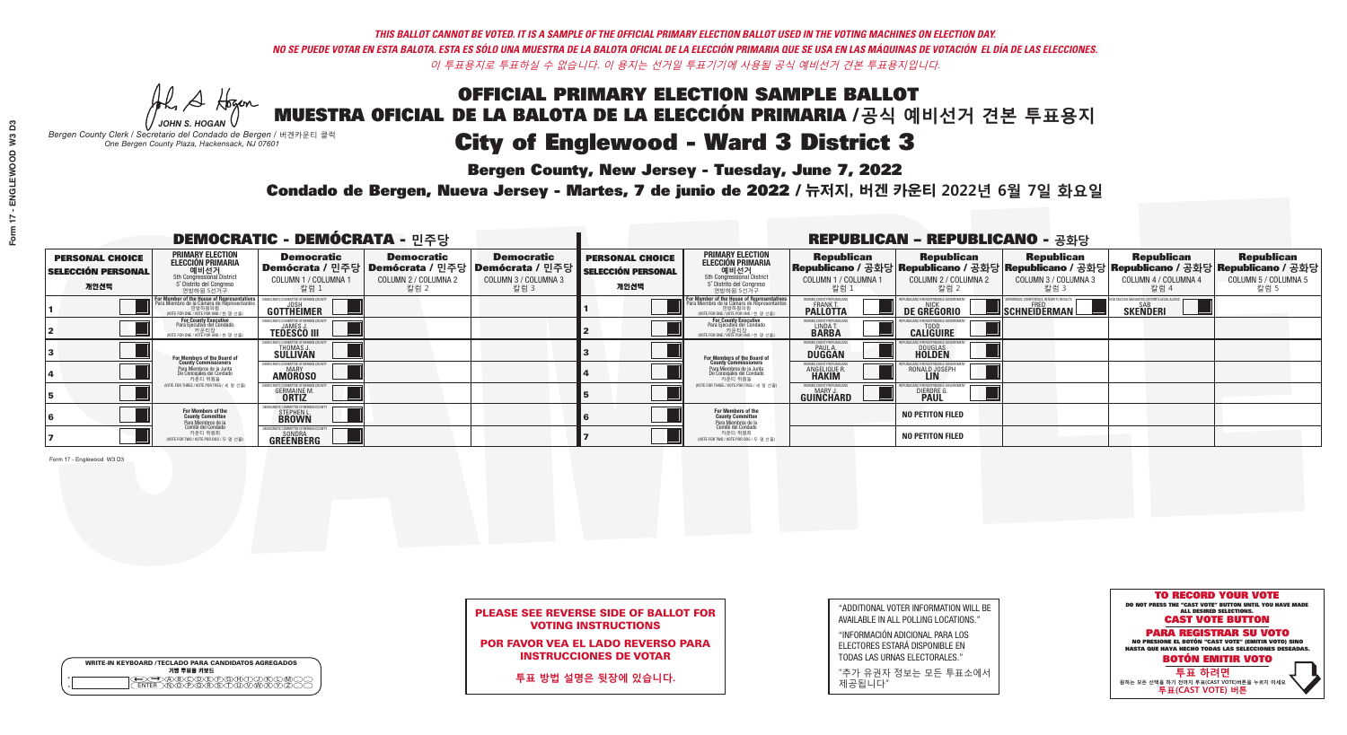*THIS BALLOT CANNOT BE VOTED. IT IS A SAMPLE OF THE OFFICIAL PRIMARY ELECTION BALLOT USED IN THE VOTING MACHINES ON ELECTION DAY.*
*NO SE PUEDE VOTAR EN ESTA BALOTA. ESTA ES SÓLO UNA MUESTRA DE LA BALOTA OFICIAL DE LA ELECCIÓN PRIMARIA QUE SE USA EN LAS MÁQUINAS DE VOTACIÓN EL DÍA DE LAS ELECCIONES.*
*이 투표용지로 투표하실 수 없습니다. 이 용지는 선거일 투표기기에 사용될 공식 예비선거 견본 투표용지입니다.*

JOHN S. HOGAN
*Bergen County Clerk / Secretario del Condado de Bergen / 버겐카운티 클럭*
*One Bergen County Plaza, Hackensack, NJ 07601*

# OFFICIAL PRIMARY ELECTION SAMPLE BALLOT
# MUESTRA OFICIAL DE LA BALOTA DE LA ELECCIÓN PRIMARIA /공식 예비선거 견본 투표용지
# City of Englewood - Ward 3 District 3

**Bergen County, New Jersey - Tuesday, June 7, 2022**
**Condado de Bergen, Nueva Jersey - Martes, 7 de junio de 2022 / 뉴저지, 버겐 카운티 2022년 6월 7일 화요일**

## DEMOCRATIC - DEMÓCRATA - 민주당

| PERSONAL CHOICE / SELECCIÓN PERSONAL / 개인선택 | PRIMARY ELECTION / ELECCIÓN PRIMARIA / 예비선거 | Democratic / Demócrata / 민주당 COLUMN 1 / COLUMNA 1 / 칼럼 1 | Democratic / Demócrata / 민주당 COLUMN 2 / COLUMNA 2 / 칼럼 2 | Democratic / Demócrata / 민주당 COLUMN 3 / COLUMNA 3 / 칼럼 3 |
|---|---|---|---|---|
| 1 | For Member of the House of Representatives / Para Miembro de la Cámara de Representantes / 연방하원의원 (VOTE FOR ONE / VOTE POR UNO / 한 명 선출) | JOSH GOTTHEIMER | | |
| 2 | For County Executive / Para Ejecutivo del Condado / 카운티장 (VOTE FOR ONE / VOTE POR UNO / 한 명 선출) | JAMES J. TEDESCO III | | |
| 3 | For Members of the Board of County Commissioners / Para Miembros de la Junta De Concejales del Condado / 카운티 위원들 (VOTE FOR THREE / VOTE POR TRES / 세 명 선출) | THOMAS J. SULLIVAN | | |
| 4 | | MARY AMOROSO | | |
| 5 | | GERMAINE M. ORTIZ | | |
| 6 | For Members of the County Committee / Para Miembros de la Comité del Condado / 카운티 위원회 (VOTE FOR TWO / VOTE POR DOS / 두 명 선출) | STEPHEN L. BROWN | | |
| 7 | | SONDRA GREENBERG | | |

## REPUBLICAN - REPUBLICANO - 공화당

| PERSONAL CHOICE / SELECCIÓN PERSONAL / 개인선택 | PRIMARY ELECTION / ELECCIÓN PRIMARIA / 예비선거 | Republican / Republicano / 공화당 COLUMN 1 / COLUMNA 1 / 칼럼 1 | Republican / Republicano / 공화당 COLUMN 2 / COLUMNA 2 / 칼럼 2 | Republican / Republicano / 공화당 COLUMN 3 / COLUMNA 3 / 칼럼 3 | Republican / Republicano / 공화당 COLUMN 4 / COLUMNA 4 / 칼럼 4 | Republican / Republicano / 공화당 COLUMN 5 / COLUMNA 5 / 칼럼 5 |
|---|---|---|---|---|---|---|
| 1 | For Member of the House of Representatives / Para Miembro de la Cámara de Representantes / 연방하원의원 (VOTE FOR ONE / VOTE POR UNO / 한 명 선출) | FRANK T. PALLOTTA | NICK DE GREGORIO | FRED SCHNEIDERMAN | SAB SKENDERI | |
| 2 | For County Executive / Para Ejecutivo del Condado / 카운티장 (VOTE FOR ONE / VOTE POR UNO / 한 명 선출) | LINDA T. BARBA | TODD CALIGUIRE | | | |
| 3 | For Members of the Board of County Commissioners / Para Miembros de la Junta De Concejales del Condado / 카운티 위원들 (VOTE FOR THREE / VOTE POR TRES / 세 명 선출) | PAUL A. DUGGAN | DOUGLAS HOLDEN | | | |
| 4 | | ANGELIQUE R. HAKIM | RONALD JOSEPH LIN | | | |
| 5 | | MARY J. GUINCHARD | DIERDRE G. PAUL | | | |
| 6 | For Members of the County Committee / Para Miembros de la Comité del Condado / 카운티 위원회 (VOTE FOR TWO / VOTE POR DOS / 두 명 선출) | | NO PETITION FILED | | | |
| 7 | | | NO PETITION FILED | | | |

Form 17 - Englewood W3 D3

**PLEASE SEE REVERSE SIDE OF BALLOT FOR VOTING INSTRUCTIONS**
**POR FAVOR VEA EL LADO REVERSO PARA INSTRUCCIONES DE VOTAR**
**투표 방법 설명은 뒷장에 있습니다.**

"ADDITIONAL VOTER INFORMATION WILL BE AVAILABLE IN ALL POLLING LOCATIONS."
"INFORMACIÓN ADICIONAL PARA LOS ELECTORES ESTARÁ DISPONIBLE EN TODAS LAS URNAS ELECTORALES."
"추가 유권자 정보는 모든 투표소에서 제공됩니다"

**TO RECORD YOUR VOTE**
DO NOT PRESS THE "CAST VOTE" BUTTON UNTIL YOU HAVE MADE ALL DESIRED SELECTIONS.
**CAST VOTE BUTTON**
**PARA REGISTRAR SU VOTO**
NO PRESIONE EL BOTÓN "CAST VOTE" (EMITIR VOTO) SINO HASTA QUE HAYA HECHO TODAS LAS SELECCIONES DESEADAS.
**BOTÓN EMITIR VOTO**
**투표 하려면**
원하는 모든 선택을 하기 전까지 투표(CAST VOTE)버튼을 누르지 마세요
**투표(CAST VOTE) 버튼**

WRITE-IN KEYBOARD /TECLADO PARA CANDIDATOS AGREGADOS
기명 투표용 키보드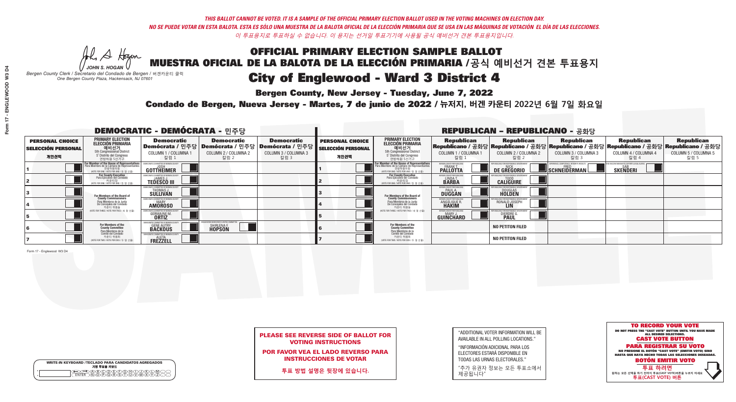*THIS BALLOT CANNOT BE VOTED. IT IS A SAMPLE OF THE OFFICIAL PRIMARY ELECTION BALLOT USED IN THE VOTING MACHINES ON ELECTION DAY.*
*NO SE PUEDE VOTAR EN ESTA BALOTA. ESTA ES SÓLO UNA MUESTRA DE LA BALOTA OFICIAL DE LA ELECCIÓN PRIMARIA QUE SE USA EN LAS MÁQUINAS DE VOTACIÓN EL DÍA DE LAS ELECCIONES.*
*이 투표용지로 투표하실 수 없습니다. 이 용지는 선거일 투표기기에 사용될 공식 예비선거 견본 투표용지입니다.*

JOHN S. HOGAN
*Bergen County Clerk / Secretario del Condado de Bergen / 버겐카운티 클럭*
*One Bergen County Plaza, Hackensack, NJ 07601*

# OFFICIAL PRIMARY ELECTION SAMPLE BALLOT
# MUESTRA OFICIAL DE LA BALOTA DE LA ELECCIÓN PRIMARIA /공식 예비선거 견본 투표용지
## City of Englewood - Ward 3 District 4

**Bergen County, New Jersey - Tuesday, June 7, 2022**

**Condado de Bergen, Nueva Jersey - Martes, 7 de junio de 2022 / 뉴저지, 버겐 카운티 2022년 6월 7일 화요일**

## DEMOCRATIC - DEMÓCRATA - 민주당

| PERSONAL CHOICE / SELECCIÓN PERSONAL / 개인선택 | PRIMARY ELECTION / ELECCIÓN PRIMARIA / 예비선거 | Democratic / Demócrata / 민주당 COLUMN 1 / COLUMNA 1 / 칼럼 1 | Democratic / Demócrata / 민주당 COLUMN 2 / COLUMNA 2 / 칼럼 2 | Democratic / Demócrata / 민주당 COLUMN 3 / COLUMNA 3 / 칼럼 3 |
|---|---|---|---|---|
| 1 | For Member of the House of Representatives / Para Miembro de la Cámara de Representantes / 연방하원의원 (VOTE FOR ONE / VOTE POR UNO / 한 명 선출) | JOSH GOTTHEIMER | | |
| 2 | For County Executive / Para Ejecutivo del Condado / 카운티장 (VOTE FOR ONE / VOTE POR UNO / 한 명 선출) | JAMES J. TEDESCO III | | |
| 3 | For Members of the Board of County Commissioners / Para Miembros de la Junta De Concejales del Condado / 카운티 위원들 (VOTE FOR THREE / VOTE POR TRES / 세 명 선출) | THOMAS J. SULLIVAN | | |
| 4 | | MARY AMOROSO | | |
| 5 | | GERMAINE M. ORTIZ | | |
| 6 | For Members of the County Committee / Para Miembros de la Comité del Condado / 카운티 위원회 (VOTE FOR TWO / VOTE POR DOS / 두 명 선출) | GENE AUTRY BACKOUS | SHIRLENA F. HOPSON | |
| 7 | | ALETA FREZZELL | | |

## REPUBLICAN - REPUBLICANO - 공화당

| PERSONAL CHOICE / SELECCIÓN PERSONAL / 개인선택 | PRIMARY ELECTION / ELECCIÓN PRIMARIA / 예비선거 | Republican / Republicano / 공화당 COLUMN 1 / COLUMNA 1 / 칼럼 1 | Republican / Republicano / 공화당 COLUMN 2 / COLUMNA 2 / 칼럼 2 | Republican / Republicano / 공화당 COLUMN 3 / COLUMNA 3 / 칼럼 3 | Republican / Republicano / 공화당 COLUMN 4 / COLUMNA 4 / 칼럼 4 | Republican / Republicano / 공화당 COLUMN 5 / COLUMNA 5 / 칼럼 5 |
|---|---|---|---|---|---|---|
| 1 | For Member of the House of Representatives / Para Miembro de la Cámara de Representantes / 연방하원의원 (VOTE FOR ONE / VOTE POR UNO / 한 명 선출) | FRANK T. PALLOTTA | NICK DE GREGORIO | FRED SCHNEIDERMAN | SAB SKENDERI | |
| 2 | For County Executive / Para Ejecutivo del Condado / 카운티장 (VOTE FOR ONE / VOTE POR UNO / 한 명 선출) | LINDA T. BARBA | TODD CALIGUIRE | | | |
| 3 | For Members of the Board of County Commissioners / Para Miembros de la Junta De Concejales del Condado / 카운티 위원들 (VOTE FOR THREE / VOTE POR TRES / 세 명 선출) | PAUL A. DUGGAN | DOUGLAS HOLDEN | | | |
| 4 | | ANGELIQUE R. HAKIM | RONALD JOSEPH LIN | | | |
| 5 | | MARY J. GUINCHARD | DIERDRE G. PAUL | | | |
| 6 | For Members of the County Committee / Para Miembros de la Comité del Condado / 카운티 위원회 (VOTE FOR TWO / VOTE POR DOS / 두 명 선출) | | NO PETITION FILED | | | |
| 7 | | | NO PETITION FILED | | | |

Form 17 - Englewood W3 D4

**PLEASE SEE REVERSE SIDE OF BALLOT FOR VOTING INSTRUCTIONS**

**POR FAVOR VEA EL LADO REVERSO PARA INSTRUCCIONES DE VOTAR**

**투표 방법 설명은 뒷장에 있습니다.**

"ADDITIONAL VOTER INFORMATION WILL BE AVAILABLE IN ALL POLLING LOCATIONS."

"INFORMACIÓN ADICIONAL PARA LOS ELECTORES ESTARÁ DISPONIBLE EN TODAS LAS URNAS ELECTORALES."

"추가 유권자 정보는 모든 투표소에서 제공됩니다"

**TO RECORD YOUR VOTE**
DO NOT PRESS THE "CAST VOTE" BUTTON UNTIL YOU HAVE MADE ALL DESIRED SELECTIONS.
**CAST VOTE BUTTON**

**PARA REGISTRAR SU VOTO**
NO PRESIONE EL BOTÓN "CAST VOTE" (EMITIR VOTO) SINO HASTA QUE HAYA HECHO TODAS LAS SELECCIONES DESEADAS.
**BOTÓN EMITIR VOTO**

**투표 하려면**
원하는 모든 선택을 하기 전까지 투표(CAST VOTE)버튼을 누르지 마세요
**투표(CAST VOTE) 버튼**

WRITE-IN KEYBOARD /TECLADO PARA CANDIDATOS AGREGADOS
기명 투표용 키보드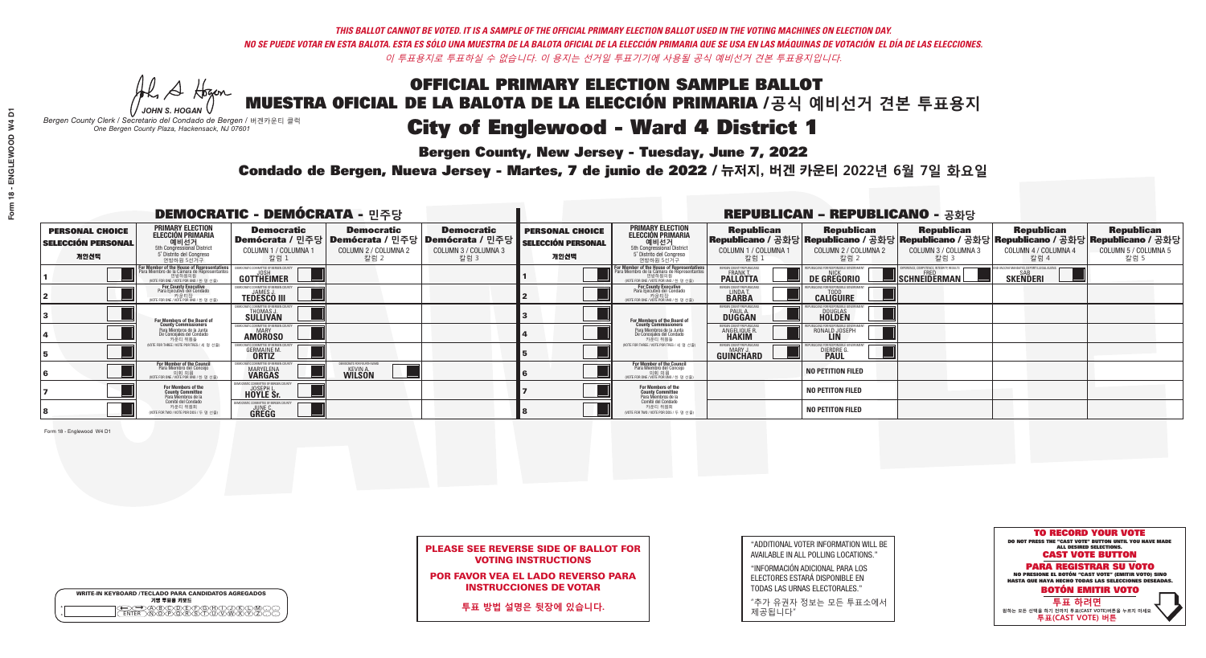*THIS BALLOT CANNOT BE VOTED. IT IS A SAMPLE OF THE OFFICIAL PRIMARY ELECTION BALLOT USED IN THE VOTING MACHINES ON ELECTION DAY.*
*NO SE PUEDE VOTAR EN ESTA BALOTA. ESTA ES SÓLO UNA MUESTRA DE LA BALOTA OFICIAL DE LA ELECCIÓN PRIMARIA QUE SE USA EN LAS MÁQUINAS DE VOTACIÓN EL DÍA DE LAS ELECCIONES.*
*이 투표용지로 투표하실 수 없습니다. 이 용지는 선거일 투표기기에 사용될 공식 예비선거 견본 투표용지입니다.*

JOHN S. HOGAN
*Bergen County Clerk / Secretario del Condado de Bergen /* 버겐카운티 클럭
*One Bergen County Plaza, Hackensack, NJ 07601*

# OFFICIAL PRIMARY ELECTION SAMPLE BALLOT
# MUESTRA OFICIAL DE LA BALOTA DE LA ELECCIÓN PRIMARIA /공식 예비선거 견본 투표용지
# City of Englewood - Ward 4 District 1

**Bergen County, New Jersey - Tuesday, June 7, 2022**

**Condado de Bergen, Nueva Jersey - Martes, 7 de junio de 2022 / 뉴저지, 버겐 카운티 2022년 6월 7일 화요일**

## DEMOCRATIC - DEMÓCRATA - 민주당

| | PERSONAL CHOICE / SELECCIÓN PERSONAL / 개인선택 | PRIMARY ELECTION / ELECCIÓN PRIMARIA / 예비선거 | Democratic / Demócrata / 민주당 COLUMN 1 / COLUMNA 1 / 칼럼 1 | Democratic / Demócrata / 민주당 COLUMN 2 / COLUMNA 2 / 칼럼 2 | Democratic / Demócrata / 민주당 COLUMN 3 / COLUMNA 3 / 칼럼 3 |
|---|---|---|---|---|---|
| 1 | | For Member of the House of Representatives / Para Miembro de la Cámara de Representantes / 연방하원의원 (5th Congressional District) (VOTE FOR ONE / VOTE POR UNO / 한 명 선출) | JOSH GOTTHEIMER | | |
| 2 | | For County Executive / Para Ejecutivo del Condado / 카운티장 (VOTE FOR ONE / VOTE POR UNO / 한 명 선출) | JAMES J. TEDESCO III | | |
| 3 | | For Members of the Board of County Commissioners / Para Miembros de la Junta De Concejales del Condado / 카운티 위원들 (VOTE FOR THREE / VOTE POR TRES / 세 명 선출) | THOMAS J. SULLIVAN | | |
| 4 | | | MARY AMOROSO | | |
| 5 | | | GERMAINE M. ORTIZ | | |
| 6 | | For Member of the Council / Para Miembro del Concejo / 의회 의원 (VOTE FOR ONE / VOTE POR UNO / 한 명 선출) | MARYELENA VARGAS | KEVIN A. WILSON | |
| 7 | | For Members of the County Committee / Para Miembros de la Comité del Condado / 카운티 위원회 (VOTE FOR TWO / VOTE POR DOS / 두 명 선출) | JOSEPH L. HOYLE Sr. | | |
| 8 | | | JUNE C. GREGG | | |

## REPUBLICAN - REPUBLICANO - 공화당

| | PERSONAL CHOICE / SELECCIÓN PERSONAL / 개인선택 | PRIMARY ELECTION / ELECCIÓN PRIMARIA / 예비선거 | Republican / Republicano / 공화당 COLUMN 1 / COLUMNA 1 / 칼럼 1 | Republican / Republicano / 공화당 COLUMN 2 / COLUMNA 2 / 칼럼 2 | Republican / Republicano / 공화당 COLUMN 3 / COLUMNA 3 / 칼럼 3 | Republican / Republicano / 공화당 COLUMN 4 / COLUMNA 4 / 칼럼 4 | Republican / Republicano / 공화당 COLUMN 5 / COLUMNA 5 / 칼럼 5 |
|---|---|---|---|---|---|---|---|
| 1 | | For Member of the House of Representatives / Para Miembro de la Cámara de Representantes / 연방하원의원 (5th Congressional District) (VOTE FOR ONE / VOTE POR UNO / 한 명 선출) | FRANK T. PALLOTTA | NICK DE GREGORIO | FRED SCHNEIDERMAN | SAB SKENDERI | |
| 2 | | For County Executive / Para Ejecutivo del Condado / 카운티장 (VOTE FOR ONE / VOTE POR UNO / 한 명 선출) | LINDA T. BARBA | TODD CALIGUIRE | | | |
| 3 | | For Members of the Board of County Commissioners / Para Miembros de la Junta De Concejales del Condado / 카운티 위원들 (VOTE FOR THREE / VOTE POR TRES / 세 명 선출) | PAUL A. DUGGAN | DOUGLAS HOLDEN | | | |
| 4 | | | ANGELIQUE R. HAKIM | RONALD JOSEPH LIN | | | |
| 5 | | | MARY J. GUINCHARD | DIERDRE G. PAUL | | | |
| 6 | | For Member of the Council / Para Miembro del Concejo / 의회 의원 (VOTE FOR ONE / VOTE POR UNO / 한 명 선출) | | NO PETITION FILED | | | |
| 7 | | For Members of the County Committee / Para Miembros de la Comité del Condado / 카운티 위원회 (VOTE FOR TWO / VOTE POR DOS / 두 명 선출) | | NO PETITON FILED | | | |
| 8 | | | | NO PETITON FILED | | | |

Form 18 - Englewood W4 D1

**PLEASE SEE REVERSE SIDE OF BALLOT FOR VOTING INSTRUCTIONS**

**POR FAVOR VEA EL LADO REVERSO PARA INSTRUCCIONES DE VOTAR**

**투표 방법 설명은 뒷장에 있습니다.**

"ADDITIONAL VOTER INFORMATION WILL BE AVAILABLE IN ALL POLLING LOCATIONS."

"INFORMACIÓN ADICIONAL PARA LOS ELECTORES ESTARÁ DISPONIBLE EN TODAS LAS URNAS ELECTORALES."

"추가 유권자 정보는 모든 투표소에서 제공됩니다"

WRITE-IN KEYBOARD /TECLADO PARA CANDIDATOS AGREGADOS
기명 투표용 키보드

**TO RECORD YOUR VOTE**
DO NOT PRESS THE "CAST VOTE" BUTTON UNTIL YOU HAVE MADE ALL DESIRED SELECTIONS.
**CAST VOTE BUTTON**

**PARA REGISTRAR SU VOTO**
NO PRESIONE EL BOTÓN "CAST VOTE" (EMITIR VOTO) SINO HASTA QUE HAYA HECHO TODAS LAS SELECCIONES DESEADAS.
**BOTÓN EMITIR VOTO**

**투표 하려면**
원하는 모든 선택을 하기 전까지 투표(CAST VOTE)버튼을 누르지 마세요
**투표(CAST VOTE) 버튼**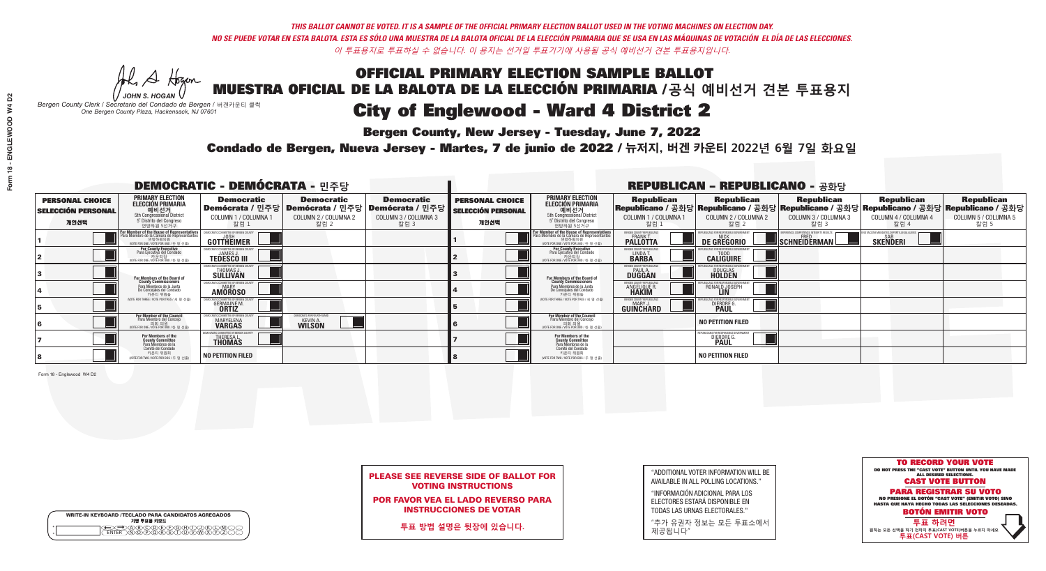*THIS BALLOT CANNOT BE VOTED. IT IS A SAMPLE OF THE OFFICIAL PRIMARY ELECTION BALLOT USED IN THE VOTING MACHINES ON ELECTION DAY.*

*NO SE PUEDE VOTAR EN ESTA BALOTA. ESTA ES SÓLO UNA MUESTRA DE LA BALOTA OFICIAL DE LA ELECCIÓN PRIMARIA QUE SE USA EN LAS MÁQUINAS DE VOTACIÓN EL DÍA DE LAS ELECCIONES.*

*이 투표용지로 투표하실 수 없습니다. 이 용지는 선거일 투표기기에 사용될 공식 예비선거 견본 투표용지입니다.*

JOHN S. HOGAN

*Bergen County Clerk / Secretario del Condado de Bergen / 버겐카운티 클럭*
*One Bergen County Plaza, Hackensack, NJ 07601*

# OFFICIAL PRIMARY ELECTION SAMPLE BALLOT
# MUESTRA OFICIAL DE LA BALOTA DE LA ELECCIÓN PRIMARIA / 공식 예비선거 견본 투표용지
# City of Englewood - Ward 4 District 2

## Bergen County, New Jersey - Tuesday, June 7, 2022

## Condado de Bergen, Nueva Jersey - Martes, 7 de junio de 2022 / 뉴저지, 버겐 카운티 2022년 6월 7일 화요일

### DEMOCRATIC - DEMÓCRATA - 민주당

| PERSONAL CHOICE / SELECCIÓN PERSONAL / 개인선택 | PRIMARY ELECTION / ELECCIÓN PRIMARIA / 예비선거 | Democratic / Demócrata / 민주당 COLUMN 1 / COLUMNA 1 / 칼럼 1 | Democratic / Demócrata / 민주당 COLUMN 2 / COLUMNA 2 / 칼럼 2 | Democratic / Demócrata / 민주당 COLUMN 3 / COLUMNA 3 / 칼럼 3 |
|---|---|---|---|---|
| 1 | For Member of the House of Representatives / Para Miembro de la Cámara de Representantes / 연방하원의원 (5th Congressional District / 5° Distrito del Congreso / 연방하원 5선거구) (VOTE FOR ONE / VOTE POR UNO / 한 명 선출) | JOSH GOTTHEIMER | | |
| 2 | For County Executive / Para Ejecutivo del Condado / 카운티장 (VOTE FOR ONE / VOTE POR UNO / 한 명 선출) | JAMES J. TEDESCO III | | |
| 3 | For Members of the Board of County Commissioners / Para Miembros de la Junta De Concejales del Condado / 카운티 위원들 (VOTE FOR THREE / VOTE POR TRES / 세 명 선출) | THOMAS J. SULLIVAN | | |
| 4 | | MARY AMOROSO | | |
| 5 | | GERMAINE M. ORTIZ | | |
| 6 | For Member of the Council / Para Miembro del Concejo / 의회 의원 (VOTE FOR ONE / VOTE POR UNO / 한 명 선출) | MARYELENA VARGAS | KEVIN A. WILSON | |
| 7 | For Members of the County Committee / Para Miembros de la Comité del Condado / 카운티 위원회 (VOTE FOR TWO / VOTE POR DOS / 두 명 선출) | THERESA L. THOMAS | | |
| 8 | | NO PETITION FILED | | |

### REPUBLICAN - REPUBLICANO - 공화당

| PERSONAL CHOICE / SELECCIÓN PERSONAL / 개인선택 | PRIMARY ELECTION / ELECCIÓN PRIMARIA / 예비선거 | Republican / Republicano / 공화당 COLUMN 1 / COLUMNA 1 / 칼럼 1 | Republican / Republicano / 공화당 COLUMN 2 / COLUMNA 2 / 칼럼 2 | Republican / Republicano / 공화당 COLUMN 3 / COLUMNA 3 / 칼럼 3 | Republican / Republicano / 공화당 COLUMN 4 / COLUMNA 4 / 칼럼 4 | Republican / Republicano / 공화당 COLUMN 5 / COLUMNA 5 / 칼럼 5 |
|---|---|---|---|---|---|---|
| 1 | For Member of the House of Representatives / Para Miembro de la Cámara de Representantes / 연방하원의원 (5th Congressional District / 5° Distrito del Congreso / 연방하원 5선거구) (VOTE FOR ONE / VOTE POR UNO / 한 명 선출) | FRANK T. PALLOTTA | NICK DE GREGORIO | FRED SCHNEIDERMAN | SAB SKENDERI | |
| 2 | For County Executive / Para Ejecutivo del Condado / 카운티장 (VOTE FOR ONE / VOTE POR UNO / 한 명 선출) | LINDA T. BARBA | TODD CALIGUIRE | | | |
| 3 | For Members of the Board of County Commissioners / Para Miembros de la Junta De Concejales del Condado / 카운티 위원들 (VOTE FOR THREE / VOTE POR TRES / 세 명 선출) | PAUL A. DUGGAN | DOUGLAS HOLDEN | | | |
| 4 | | ANGELIQUE R. HAKIM | RONALD JOSEPH LIN | | | |
| 5 | | MARY J. GUINCHARD | DIERDRE G. PAUL | | | |
| 6 | For Member of the Council / Para Miembro del Concejo / 의회 의원 (VOTE FOR ONE / VOTE POR UNO / 한 명 선출) | | NO PETITION FILED | | | |
| 7 | For Members of the County Committee / Para Miembros de la Comité del Condado / 카운티 위원회 (VOTE FOR TWO / VOTE POR DOS / 두 명 선출) | | DIERDRE G. PAUL | | | |
| 8 | | | NO PETITION FILED | | | |

Form 18 - Englewood W4 D2

**PLEASE SEE REVERSE SIDE OF BALLOT FOR VOTING INSTRUCTIONS**

**POR FAVOR VEA EL LADO REVERSO PARA INSTRUCCIONES DE VOTAR**

**투표 방법 설명은 뒷장에 있습니다.**

"ADDITIONAL VOTER INFORMATION WILL BE AVAILABLE IN ALL POLLING LOCATIONS."

"INFORMACIÓN ADICIONAL PARA LOS ELECTORES ESTARÁ DISPONIBLE EN TODAS LAS URNAS ELECTORALES."

"추가 유권자 정보는 모든 투표소에서 제공됩니다"

WRITE-IN KEYBOARD /TECLADO PARA CANDIDATOS AGREGADOS
기명 투표용 키보드

**TO RECORD YOUR VOTE**
DO NOT PRESS THE "CAST VOTE" BUTTON UNTIL YOU HAVE MADE ALL DESIRED SELECTIONS.
**CAST VOTE BUTTON**

**PARA REGISTRAR SU VOTO**
NO PRESIONE EL BOTÓN "CAST VOTE" (EMITIR VOTO) SINO HASTA QUE HAYA HECHO TODAS LAS SELECCIONES DESEADAS.
**BOTÓN EMITIR VOTO**

**투표 하려면**
원하는 모든 선택을 하기 전까지 투표(CAST VOTE)버튼을 누르지 마세요.
**투표(CAST VOTE) 버튼**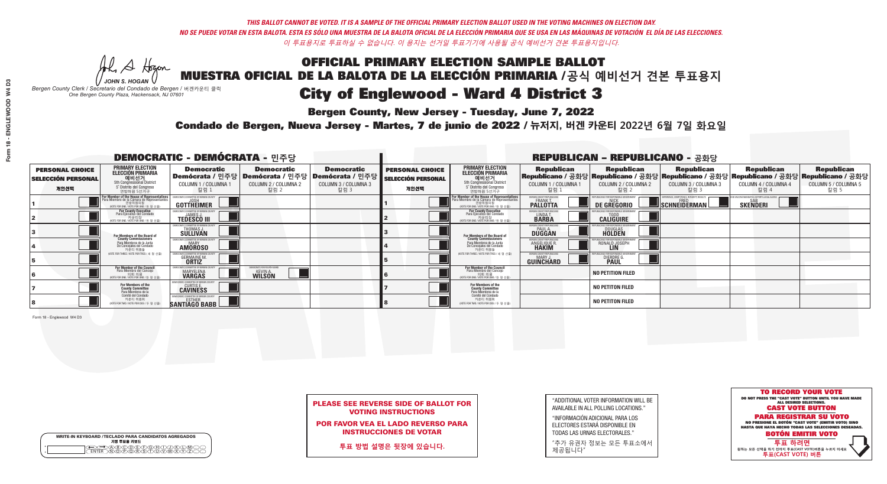*THIS BALLOT CANNOT BE VOTED. IT IS A SAMPLE OF THE OFFICIAL PRIMARY ELECTION BALLOT USED IN THE VOTING MACHINES ON ELECTION DAY.*
*NO SE PUEDE VOTAR EN ESTA BALOTA. ESTA ES SÓLO UNA MUESTRA DE LA BALOTA OFICIAL DE LA ELECCIÓN PRIMARIA QUE SE USA EN LAS MÁQUINAS DE VOTACIÓN EL DÍA DE LAS ELECCIONES.*
*이 투표용지로 투표하실 수 없습니다. 이 용지는 선거일 투표기기에 사용될 공식 예비선거 견본 투표용지입니다.*

JOHN S. HOGAN
*Bergen County Clerk / Secretario del Condado de Bergen / 버겐카운티 클럭*
*One Bergen County Plaza, Hackensack, NJ 07601*

# OFFICIAL PRIMARY ELECTION SAMPLE BALLOT
# MUESTRA OFICIAL DE LA BALOTA DE LA ELECCIÓN PRIMARIA /공식 예비선거 견본 투표용지
# City of Englewood - Ward 4 District 3

**Bergen County, New Jersey - Tuesday, June 7, 2022**

**Condado de Bergen, Nueva Jersey - Martes, 7 de junio de 2022 / 뉴저지, 버겐 카운티 2022년 6월 7일 화요일**

## DEMOCRATIC - DEMÓCRATA - 민주당

| PERSONAL CHOICE / SELECCIÓN PERSONAL / 개인선택 | PRIMARY ELECTION / ELECCIÓN PRIMARIA / 예비선거 | Democratic / Demócrata / 민주당 COLUMN 1 / COLUMNA 1 / 칼럼 1 | Democratic / Demócrata / 민주당 COLUMN 2 / COLUMNA 2 / 칼럼 2 | Democratic / Demócrata / 민주당 COLUMN 3 / COLUMNA 3 / 칼럼 3 |
|---|---|---|---|---|
| 1 | For Member of the House of Representatives / Para Miembro de la Cámara de Representantes / 연방하원의원 (5th Congressional District / 5° Distrito del Congreso / 연방하원 5선거구) (VOTE FOR ONE / VOTE POR UNO / 한 명 선출) | JOSH GOTTHEIMER | | |
| 2 | For County Executive / Para Ejecutivo del Condado / 카운티장 (VOTE FOR ONE / VOTE POR UNO / 한 명 선출) | JAMES J. TEDESCO III | | |
| 3 | For Members of the Board of County Commissioners / Para Miembros de la Junta De Concejales del Condado / 카운티 위원들 (VOTE FOR THREE / VOTE POR TRES / 세 명 선출) | THOMAS J. SULLIVAN | | |
| 4 | | MARY AMOROSO | | |
| 5 | | GERMAINE M. ORTIZ | | |
| 6 | For Member of the Council / Para Miembro del Concejo / 의회 의원 (VOTE FOR ONE / VOTE POR UNO / 한 명 선출) | MARYELENA VARGAS | KEVIN A. WILSON | |
| 7 | For Members of the County Committee / Para Miembros de la Comité del Condado / 카운티 위원회 (VOTE FOR TWO / VOTE POR DOS / 두 명 선출) | CURTIS E. CAVINESS | | |
| 8 | | ESTHER SANTIAGO BABB | | |

## REPUBLICAN - REPUBLICANO - 공화당

| PERSONAL CHOICE / SELECCIÓN PERSONAL / 개인선택 | PRIMARY ELECTION / ELECCIÓN PRIMARIA / 예비선거 | Republican / Republicano / 공화당 COLUMN 1 / COLUMNA 1 / 칼럼 1 | Republican / Republicano / 공화당 COLUMN 2 / COLUMNA 2 / 칼럼 2 | Republican / Republicano / 공화당 COLUMN 3 / COLUMNA 3 / 칼럼 3 | Republican / Republicano / 공화당 COLUMN 4 / COLUMNA 4 / 칼럼 4 | Republican / Republicano / 공화당 COLUMN 5 / COLUMNA 5 / 칼럼 5 |
|---|---|---|---|---|---|---|
| 1 | For Member of the House of Representatives / Para Miembro de la Cámara de Representantes / 연방하원의원 (5th Congressional District / 5° Distrito del Congreso / 연방하원 5선거구) (VOTE FOR ONE / VOTE POR UNO / 한 명 선출) | FRANK T. PALLOTTA | NICK DE GREGORIO | FRED SCHNEIDERMAN | SAB SKENDERI | |
| 2 | For County Executive / Para Ejecutivo del Condado / 카운티장 (VOTE FOR ONE / VOTE POR UNO / 한 명 선출) | LINDA T. BARBA | TODD CALIGUIRE | | | |
| 3 | For Members of the Board of County Commissioners / Para Miembros de la Junta De Concejales del Condado / 카운티 위원들 (VOTE FOR THREE / VOTE POR TRES / 세 명 선출) | PAUL A. DUGGAN | DOUGLAS HOLDEN | | | |
| 4 | | ANGELIQUE R. HAKIM | RONALD JOSEPH LIN | | | |
| 5 | | MARY J. GUINCHARD | DIERDRE G. PAUL | | | |
| 6 | For Member of the Council / Para Miembro del Concejo / 의회 의원 (VOTE FOR ONE / VOTE POR UNO / 한 명 선출) | | NO PETITION FILED | | | |
| 7 | For Members of the County Committee / Para Miembros de la Comité del Condado / 카운티 위원회 (VOTE FOR TWO / VOTE POR DOS / 두 명 선출) | | NO PETITON FILED | | | |
| 8 | | | NO PETITON FILED | | | |

Form 18 - Englewood W4 D3

WRITE-IN KEYBOARD /TECLADO PARA CANDIDATOS AGREGADOS / 기명 투표용 키보드

**PLEASE SEE REVERSE SIDE OF BALLOT FOR VOTING INSTRUCTIONS**

**POR FAVOR VEA EL LADO REVERSO PARA INSTRUCCIONES DE VOTAR**

**투표 방법 설명은 뒷장에 있습니다.**

"ADDITIONAL VOTER INFORMATION WILL BE AVAILABLE IN ALL POLLING LOCATIONS."

"INFORMACIÓN ADICIONAL PARA LOS ELECTORES ESTARÁ DISPONIBLE EN TODAS LAS URNAS ELECTORALES."

"추가 유권자 정보는 모든 투표소에서 제공됩니다"

**TO RECORD YOUR VOTE**
DO NOT PRESS THE "CAST VOTE" BUTTON UNTIL YOU HAVE MADE ALL DESIRED SELECTIONS.
**CAST VOTE BUTTON**

**PARA REGISTRAR SU VOTO**
NO PRESIONE EL BOTÓN "CAST VOTE" (EMITIR VOTO) SINO HASTA QUE HAYA HECHO TODAS LAS SELECCIONES DESEADAS.
**BOTÓN EMITIR VOTO**

**투표 하려면**
원하는 모든 선택을 하기 전까지 투표(CAST VOTE)버튼을 누르지 마세요
**투표(CAST VOTE) 버튼**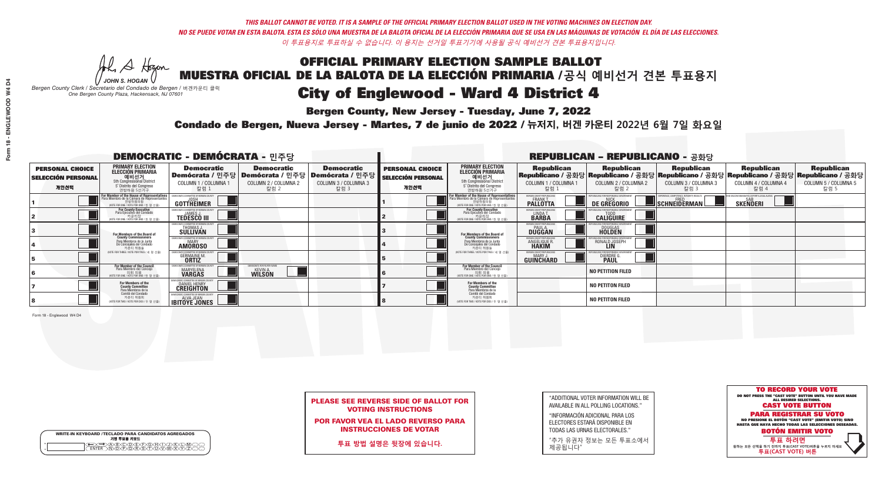*THIS BALLOT CANNOT BE VOTED. IT IS A SAMPLE OF THE OFFICIAL PRIMARY ELECTION BALLOT USED IN THE VOTING MACHINES ON ELECTION DAY.*
*NO SE PUEDE VOTAR EN ESTA BALOTA. ESTA ES SÓLO UNA MUESTRA DE LA BALOTA OFICIAL DE LA ELECCIÓN PRIMARIA QUE SE USA EN LAS MÁQUINAS DE VOTACIÓN EL DÍA DE LAS ELECCIONES.*
*이 투표용지로 투표하실 수 없습니다. 이 용지는 선거일 투표기기에 사용될 공식 예비선거 견본 투표용지입니다.*

JOHN S. HOGAN
*Bergen County Clerk / Secretario del Condado de Bergen / 버겐카운티 클럭*
*One Bergen County Plaza, Hackensack, NJ 07601*

# OFFICIAL PRIMARY ELECTION SAMPLE BALLOT
# MUESTRA OFICIAL DE LA BALOTA DE LA ELECCIÓN PRIMARIA /공식 예비선거 견본 투표용지
# City of Englewood - Ward 4 District 4

**Bergen County, New Jersey - Tuesday, June 7, 2022**
**Condado de Bergen, Nueva Jersey - Martes, 7 de junio de 2022 / 뉴저지, 버겐 카운티 2022년 6월 7일 화요일**

## DEMOCRATIC - DEMÓCRATA - 민주당

| PERSONAL CHOICE / SELECCIÓN PERSONAL / 개인선택 | PRIMARY ELECTION / ELECCIÓN PRIMARIA / 예비선거 | Democratic / Demócrata / 민주당 COLUMN 1 / COLUMNA 1 / 칼럼 1 | Democratic / Demócrata / 민주당 COLUMN 2 / COLUMNA 2 / 칼럼 2 | Democratic / Demócrata / 민주당 COLUMN 3 / COLUMNA 3 / 칼럼 3 |
|---|---|---|---|---|
| 1 | For Member of the House of Representatives / Para Miembro de la Cámara de Representantes / 연방하원의원 (VOTE FOR ONE / VOTE POR UNO / 한 명 선출) | JOSH GOTTHEIMER | | |
| 2 | For County Executive / Para Ejecutivo del Condado / 카운티장 (VOTE FOR ONE / VOTE POR UNO / 한 명 선출) | JAMES J. TEDESCO III | | |
| 3 | For Members of the Board of County Commissioners / Para Miembros de la Junta De Concejales del Condado / 카운티 위원들 (VOTE FOR THREE / VOTE POR TRES / 세 명 선출) | THOMAS J. SULLIVAN | | |
| 4 | | MARY AMOROSO | | |
| 5 | | GERMAINE M. ORTIZ | | |
| 6 | For Member of the Council / Para Miembro del Concejo / 시의원 (VOTE FOR ONE / VOTE POR UNO / 한 명 선출) | MARYELENA VARGAS | KEVIN A. WILSON | |
| 7 | For Members of the County Committee / Para Miembros de la Comité del Condado / 카운티 위원회 (VOTE FOR TWO / VOTE POR DOS / 두 명 선출) | DANIEL HENRY CREIGHTON | | |
| 8 | | ALVA JEAN IBITOYE JONES | | |

5th Congressional District / 5° Distrito del Congreso / 연방하원 5선거구

## REPUBLICAN - REPUBLICANO - 공화당

| PERSONAL CHOICE / SELECCIÓN PERSONAL / 개인선택 | PRIMARY ELECTION / ELECCIÓN PRIMARIA / 예비선거 | Republican / Republicano / 공화당 COLUMN 1 / COLUMNA 1 / 칼럼 1 | Republican / Republicano / 공화당 COLUMN 2 / COLUMNA 2 / 칼럼 2 | Republican / Republicano / 공화당 COLUMN 3 / COLUMNA 3 / 칼럼 3 | Republican / Republicano / 공화당 COLUMN 4 / COLUMNA 4 / 칼럼 4 | Republican / Republicano / 공화당 COLUMN 5 / COLUMNA 5 / 칼럼 5 |
|---|---|---|---|---|---|---|
| 1 | For Member of the House of Representatives / Para Miembro de la Cámara de Representantes / 연방하원의원 (VOTE FOR ONE / VOTE POR UNO / 한 명 선출) | FRANK T. PALLOTTA | NICK DE GREGORIO | FRED SCHNEIDERMAN | SAB SKENDERI | |
| 2 | For County Executive / Para Ejecutivo del Condado / 카운티장 (VOTE FOR ONE / VOTE POR UNO / 한 명 선출) | LINDA T. BARBA | TODD CALIGUIRE | | | |
| 3 | For Members of the Board of County Commissioners / Para Miembros de la Junta De Concejales del Condado / 카운티 위원들 (VOTE FOR THREE / VOTE POR TRES / 세 명 선출) | PAUL A. DUGGAN | DOUGLAS HOLDEN | | | |
| 4 | | ANGELIQUE R. HAKIM | RONALD JOSEPH LIN | | | |
| 5 | | MARY J. GUINCHARD | DIERDRE G. PAUL | | | |
| 6 | For Member of the Council / Para Miembro del Concejo / 시의원 (VOTE FOR ONE / VOTE POR UNO / 한 명 선출) | | NO PETITION FILED | | | |
| 7 | For Members of the County Committee / Para Miembros de la Comité del Condado / 카운티 위원회 (VOTE FOR TWO / VOTE POR DOS / 두 명 선출) | | NO PETITON FILED | | | |
| 8 | | | NO PETITON FILED | | | |

Form 18 - Englewood W4 D4

**PLEASE SEE REVERSE SIDE OF BALLOT FOR VOTING INSTRUCTIONS**

**POR FAVOR VEA EL LADO REVERSO PARA INSTRUCCIONES DE VOTAR**

**투표 방법 설명은 뒷장에 있습니다.**

"ADDITIONAL VOTER INFORMATION WILL BE AVAILABLE IN ALL POLLING LOCATIONS."

"INFORMACIÓN ADICIONAL PARA LOS ELECTORES ESTARÁ DISPONIBLE EN TODAS LAS URNAS ELECTORALES."

"추가 유권자 정보는 모든 투표소에서 제공됩니다"

WRITE-IN KEYBOARD /TECLADO PARA CANDIDATOS AGREGADOS
기명 투표용 키보드

**TO RECORD YOUR VOTE**
DO NOT PRESS THE "CAST VOTE" BUTTON UNTIL YOU HAVE MADE ALL DESIRED SELECTIONS.
**CAST VOTE BUTTON**
**PARA REGISTRAR SU VOTO**
NO PRESIONE EL BOTÓN "CAST VOTE" (EMITIR VOTO) SINO HASTA QUE HAYA HECHO TODAS LAS SELECCIONES DESEADAS.
**BOTÓN EMITIR VOTO**
**투표 하려면**
원하는 모든 선택을 하기 전까지 투표(CAST VOTE)버튼을 누르지 마세요
**투표(CAST VOTE) 버튼**